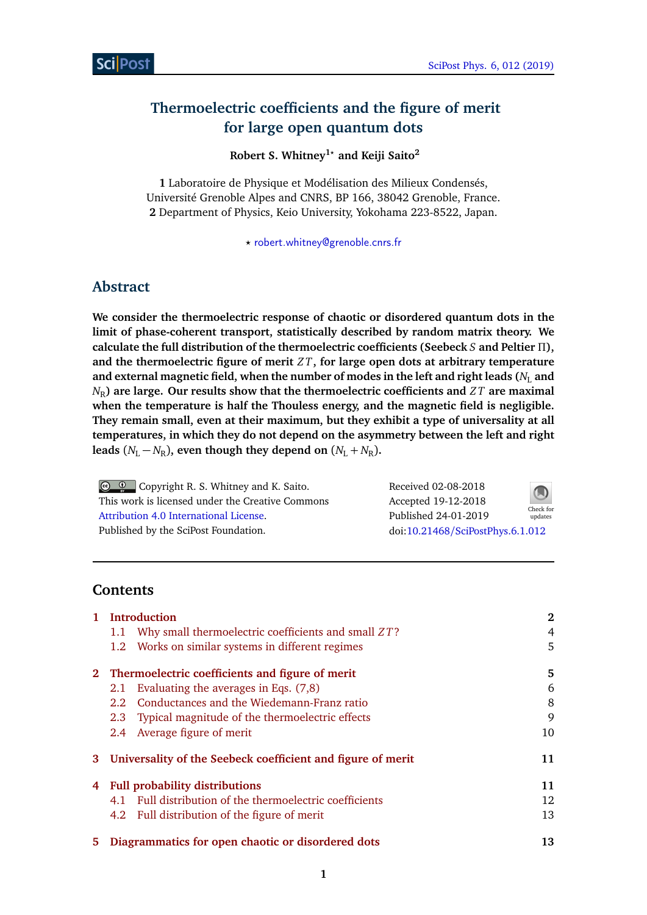# Thermoelectric coefficients and the figure of merit for large open quantum dots

**Robert S. Whitney[1⋆] and Keiji Saito[2]**

**1** Laboratoire de Physique et Modélisation des Milieux Condensés, Université Grenoble Alpes and CNRS, BP 166, 38042 Grenoble, France.
**2** Department of Physics, Keio University, Yokohama 223-8522, Japan.

⋆ robert.whitney@grenoble.cnrs.fr

## Abstract

**We consider the thermoelectric response of chaotic or disordered quantum dots in the limit of phase-coherent transport, statistically described by random matrix theory. We calculate the full distribution of the thermoelectric coefficients (Seebeck $S$ and Peltier $\Pi$), and the thermoelectric figure of merit $ZT$, for large open dots at arbitrary temperature and external magnetic field, when the number of modes in the left and right leads ($N_\mathrm{L}$ and $N_\mathrm{R}$) are large. Our results show that the thermoelectric coefficients and $ZT$ are maximal when the temperature is half the Thouless energy, and the magnetic field is negligible. They remain small, even at their maximum, but they exhibit a type of universality at all temperatures, in which they do not depend on the asymmetry between the left and right leads ($N_\mathrm{L} - N_\mathrm{R}$), even though they depend on ($N_\mathrm{L} + N_\mathrm{R}$).**

Copyright R. S. Whitney and K. Saito.
This work is licensed under the Creative Commons Attribution 4.0 International License.
Published by the SciPost Foundation.

Received 02-08-2018
Accepted 19-12-2018
Published 24-01-2019
doi:10.21468/SciPostPhys.6.1.012

## Contents

- 1 Introduction — 2
  - 1.1 Why small thermoelectric coefficients and small $ZT$? — 4
  - 1.2 Works on similar systems in different regimes — 5
- 2 Thermoelectric coefficients and figure of merit — 5
  - 2.1 Evaluating the averages in Eqs. (7,8) — 6
  - 2.2 Conductances and the Wiedemann-Franz ratio — 8
  - 2.3 Typical magnitude of the thermoelectric effects — 9
  - 2.4 Average figure of merit — 10
- 3 Universality of the Seebeck coefficient and figure of merit — 11
- 4 Full probability distributions — 11
  - 4.1 Full distribution of the thermoelectric coefficients — 12
  - 4.2 Full distribution of the figure of merit — 13
- 5 Diagrammatics for open chaotic or disordered dots — 13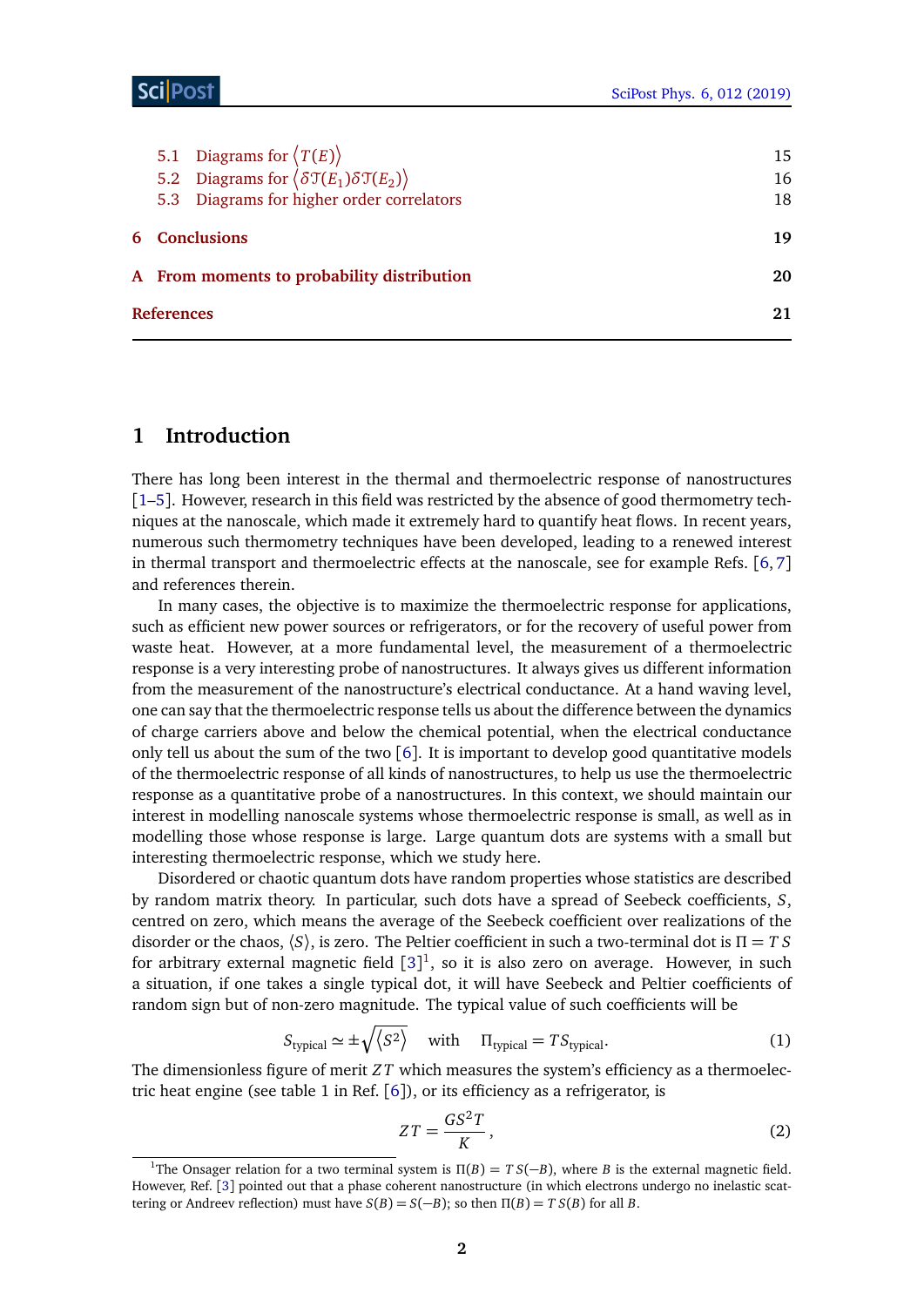5.1 Diagrams for $\langle T(E)\rangle$ 15
5.2 Diagrams for $\langle \delta\mathcal{T}(E_1)\delta\mathcal{T}(E_2)\rangle$ 16
5.3 Diagrams for higher order correlators 18

**6 Conclusions** **19**

**A From moments to probability distribution** **20**

**References** **21**

# 1 Introduction

There has long been interest in the thermal and thermoelectric response of nanostructures [1–5]. However, research in this field was restricted by the absence of good thermometry techniques at the nanoscale, which made it extremely hard to quantify heat flows. In recent years, numerous such thermometry techniques have been developed, leading to a renewed interest in thermal transport and thermoelectric effects at the nanoscale, see for example Refs. [6, 7] and references therein.

In many cases, the objective is to maximize the thermoelectric response for applications, such as efficient new power sources or refrigerators, or for the recovery of useful power from waste heat. However, at a more fundamental level, the measurement of a thermoelectric response is a very interesting probe of nanostructures. It always gives us different information from the measurement of the nanostructure's electrical conductance. At a hand waving level, one can say that the thermoelectric response tells us about the difference between the dynamics of charge carriers above and below the chemical potential, when the electrical conductance only tell us about the sum of the two [6]. It is important to develop good quantitative models of the thermoelectric response of all kinds of nanostructures, to help us use the thermoelectric response as a quantitative probe of a nanostructures. In this context, we should maintain our interest in modelling nanoscale systems whose thermoelectric response is small, as well as in modelling those whose response is large. Large quantum dots are systems with a small but interesting thermoelectric response, which we study here.

Disordered or chaotic quantum dots have random properties whose statistics are described by random matrix theory. In particular, such dots have a spread of Seebeck coefficients, $S$, centred on zero, which means the average of the Seebeck coefficient over realizations of the disorder or the chaos, $\langle S\rangle$, is zero. The Peltier coefficient in such a two-terminal dot is $\Pi = T\,S$ for arbitrary external magnetic field [3][1], so it is also zero on average. However, in such a situation, if one takes a single typical dot, it will have Seebeck and Peltier coefficients of random sign but of non-zero magnitude. The typical value of such coefficients will be

$$S_{\text{typical}} \simeq \pm\sqrt{\langle S^2\rangle} \quad \text{with} \quad \Pi_{\text{typical}} = T S_{\text{typical}}. \tag{1}$$

The dimensionless figure of merit $ZT$ which measures the system's efficiency as a thermoelectric heat engine (see table 1 in Ref. [6]), or its efficiency as a refrigerator, is

$$ZT = \frac{GS^2T}{K}, \tag{2}$$

[1]The Onsager relation for a two terminal system is $\Pi(B) = T\,S(-B)$, where $B$ is the external magnetic field. However, Ref. [3] pointed out that a phase coherent nanostructure (in which electrons undergo no inelastic scattering or Andreev reflection) must have $S(B) = S(-B)$; so then $\Pi(B) = T\,S(B)$ for all $B$.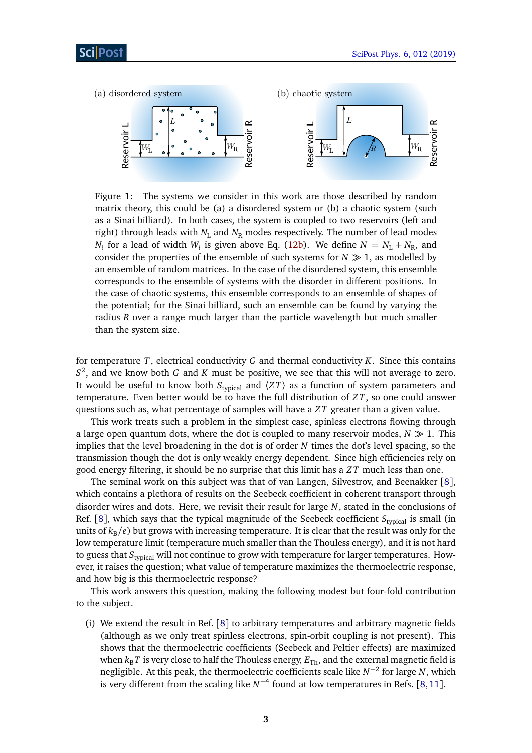Figure 1: The systems we consider in this work are those described by random matrix theory, this could be (a) a disordered system or (b) a chaotic system (such as a Sinai billiard). In both cases, the system is coupled to two reservoirs (left and right) through leads with $N_\mathrm{L}$ and $N_\mathrm{R}$ modes respectively. The number of lead modes $N_i$ for a lead of width $W_i$ is given above Eq. (12b). We define $N = N_\mathrm{L} + N_\mathrm{R}$, and consider the properties of the ensemble of such systems for $N \gg 1$, as modelled by an ensemble of random matrices. In the case of the disordered system, this ensemble corresponds to the ensemble of systems with the disorder in different positions. In the case of chaotic systems, this ensemble corresponds to an ensemble of shapes of the potential; for the Sinai billiard, such an ensemble can be found by varying the radius $R$ over a range much larger than the particle wavelength but much smaller than the system size.

for temperature $T$, electrical conductivity $G$ and thermal conductivity $K$. Since this contains $S^2$, and we know both $G$ and $K$ must be positive, we see that this will not average to zero. It would be useful to know both $S_\mathrm{typical}$ and $\langle ZT \rangle$ as a function of system parameters and temperature. Even better would be to have the full distribution of $ZT$, so one could answer questions such as, what percentage of samples will have a $ZT$ greater than a given value.

This work treats such a problem in the simplest case, spinless electrons flowing through a large open quantum dots, where the dot is coupled to many reservoir modes, $N \gg 1$. This implies that the level broadening in the dot is of order $N$ times the dot's level spacing, so the transmission though the dot is only weakly energy dependent. Since high efficiencies rely on good energy filtering, it should be no surprise that this limit has a $ZT$ much less than one.

The seminal work on this subject was that of van Langen, Silvestrov, and Beenakker [8], which contains a plethora of results on the Seebeck coefficient in coherent transport through disorder wires and dots. Here, we revisit their result for large $N$, stated in the conclusions of Ref. [8], which says that the typical magnitude of the Seebeck coefficient $S_\mathrm{typical}$ is small (in units of $k_\mathrm{B}/e$) but grows with increasing temperature. It is clear that the result was only for the low temperature limit (temperature much smaller than the Thouless energy), and it is not hard to guess that $S_\mathrm{typical}$ will not continue to grow with temperature for larger temperatures. However, it raises the question; what value of temperature maximizes the thermoelectric response, and how big is this thermoelectric response?

This work answers this question, making the following modest but four-fold contribution to the subject.

(i) We extend the result in Ref. [8] to arbitrary temperatures and arbitrary magnetic fields (although as we only treat spinless electrons, spin-orbit coupling is not present). This shows that the thermoelectric coefficients (Seebeck and Peltier effects) are maximized when $k_\mathrm{B}T$ is very close to half the Thouless energy, $E_\mathrm{Th}$, and the external magnetic field is negligible. At this peak, the thermoelectric coefficients scale like $N^{-2}$ for large $N$, which is very different from the scaling like $N^{-4}$ found at low temperatures in Refs. [8, 11].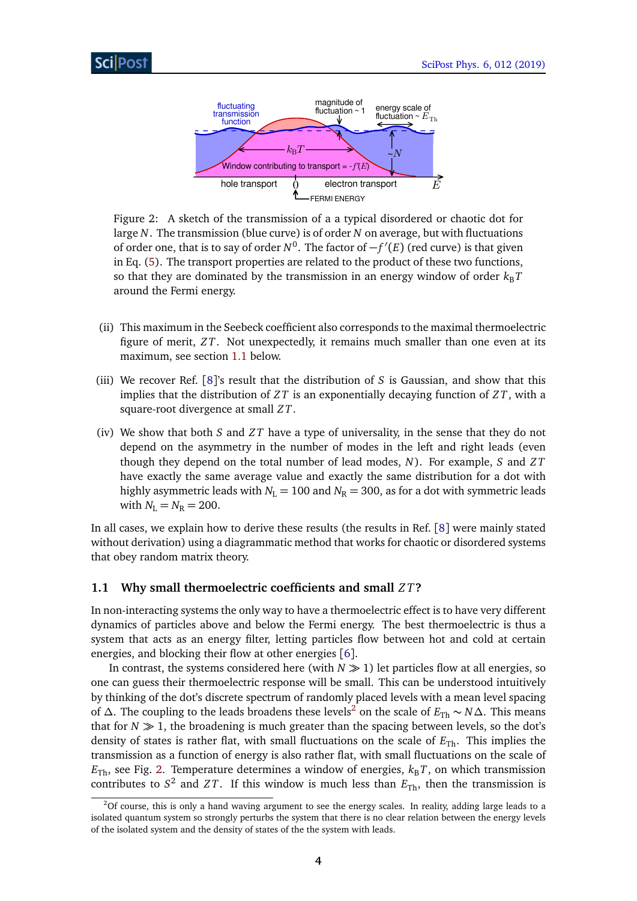Figure 2: A sketch of the transmission of a a typical disordered or chaotic dot for large $N$. The transmission (blue curve) is of order $N$ on average, but with fluctuations of order one, that is to say of order $N^0$. The factor of $-f'(E)$ (red curve) is that given in Eq. (5). The transport properties are related to the product of these two functions, so that they are dominated by the transmission in an energy window of order $k_B T$ around the Fermi energy.

(ii) This maximum in the Seebeck coefficient also corresponds to the maximal thermoelectric figure of merit, $ZT$. Not unexpectedly, it remains much smaller than one even at its maximum, see section 1.1 below.

(iii) We recover Ref. [8]'s result that the distribution of $S$ is Gaussian, and show that this implies that the distribution of $ZT$ is an exponentially decaying function of $ZT$, with a square-root divergence at small $ZT$.

(iv) We show that both $S$ and $ZT$ have a type of universality, in the sense that they do not depend on the asymmetry in the number of modes in the left and right leads (even though they depend on the total number of lead modes, $N$). For example, $S$ and $ZT$ have exactly the same average value and exactly the same distribution for a dot with highly asymmetric leads with $N_L = 100$ and $N_R = 300$, as for a dot with symmetric leads with $N_L = N_R = 200$.

In all cases, we explain how to derive these results (the results in Ref. [8] were mainly stated without derivation) using a diagrammatic method that works for chaotic or disordered systems that obey random matrix theory.

### 1.1 Why small thermoelectric coefficients and small $ZT$?

In non-interacting systems the only way to have a thermoelectric effect is to have very different dynamics of particles above and below the Fermi energy. The best thermoelectric is thus a system that acts as an energy filter, letting particles flow between hot and cold at certain energies, and blocking their flow at other energies [6].

In contrast, the systems considered here (with $N \gg 1$) let particles flow at all energies, so one can guess their thermoelectric response will be small. This can be understood intuitively by thinking of the dot's discrete spectrum of randomly placed levels with a mean level spacing of $\Delta$. The coupling to the leads broadens these levels[2] on the scale of $E_{Th} \sim N\Delta$. This means that for $N \gg 1$, the broadening is much greater than the spacing between levels, so the dot's density of states is rather flat, with small fluctuations on the scale of $E_{Th}$. This implies the transmission as a function of energy is also rather flat, with small fluctuations on the scale of $E_{Th}$, see Fig. 2. Temperature determines a window of energies, $k_B T$, on which transmission contributes to $S^2$ and $ZT$. If this window is much less than $E_{Th}$, then the transmission is

[2] Of course, this is only a hand waving argument to see the energy scales. In reality, adding large leads to a isolated quantum system so strongly perturbs the system that there is no clear relation between the energy levels of the isolated system and the density of states of the the system with leads.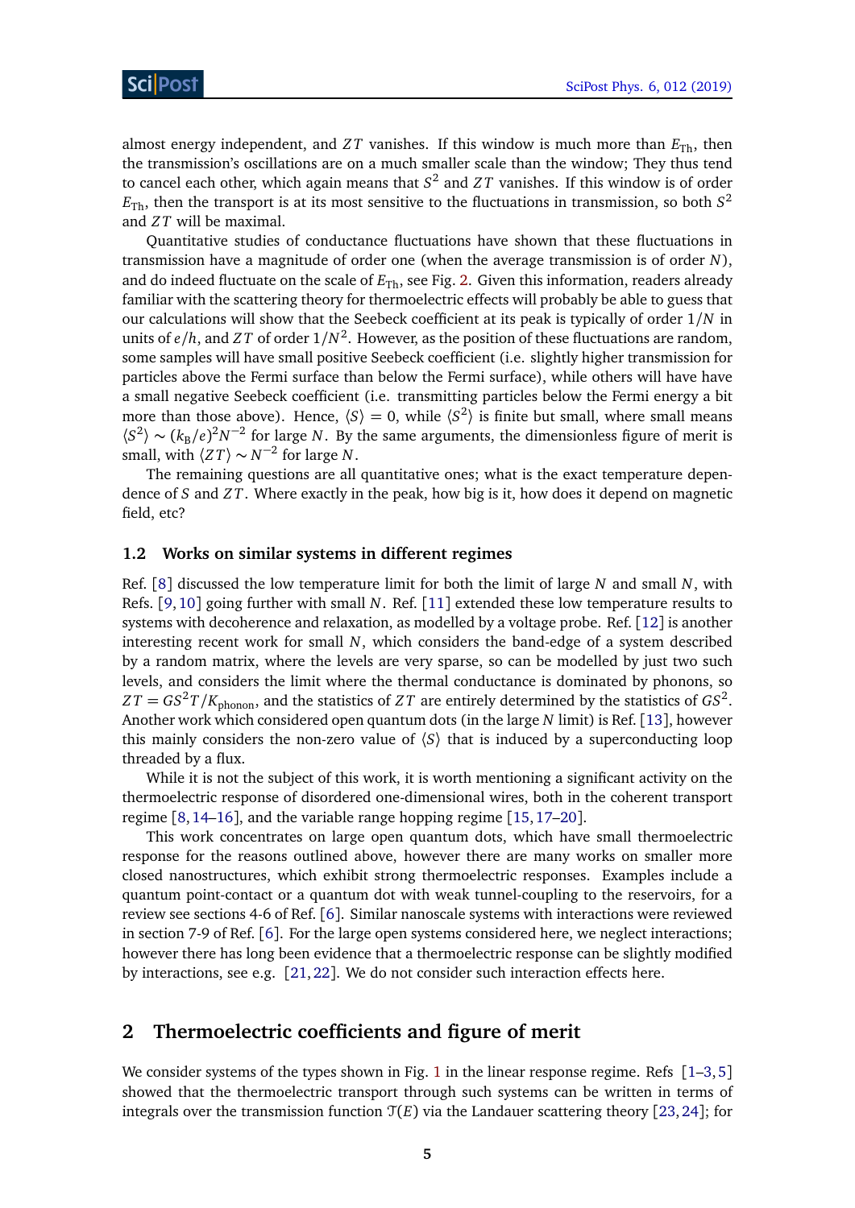almost energy independent, and $ZT$ vanishes. If this window is much more than $E_{\rm Th}$, then the transmission's oscillations are on a much smaller scale than the window; They thus tend to cancel each other, which again means that $S^2$ and $ZT$ vanishes. If this window is of order $E_{\rm Th}$, then the transport is at its most sensitive to the fluctuations in transmission, so both $S^2$ and $ZT$ will be maximal.

Quantitative studies of conductance fluctuations have shown that these fluctuations in transmission have a magnitude of order one (when the average transmission is of order $N$), and do indeed fluctuate on the scale of $E_{\rm Th}$, see Fig. 2. Given this information, readers already familiar with the scattering theory for thermoelectric effects will probably be able to guess that our calculations will show that the Seebeck coefficient at its peak is typically of order $1/N$ in units of $e/h$, and $ZT$ of order $1/N^2$. However, as the position of these fluctuations are random, some samples will have small positive Seebeck coefficient (i.e. slightly higher transmission for particles above the Fermi surface than below the Fermi surface), while others will have have a small negative Seebeck coefficient (i.e. transmitting particles below the Fermi energy a bit more than those above). Hence, $\langle S \rangle = 0$, while $\langle S^2 \rangle$ is finite but small, where small means $\langle S^2 \rangle \sim (k_{\rm B}/e)^2 N^{-2}$ for large $N$. By the same arguments, the dimensionless figure of merit is small, with $\langle ZT \rangle \sim N^{-2}$ for large $N$.

The remaining questions are all quantitative ones; what is the exact temperature dependence of $S$ and $ZT$. Where exactly in the peak, how big is it, how does it depend on magnetic field, etc?

### 1.2 Works on similar systems in different regimes

Ref. [8] discussed the low temperature limit for both the limit of large $N$ and small $N$, with Refs. [9,10] going further with small $N$. Ref. [11] extended these low temperature results to systems with decoherence and relaxation, as modelled by a voltage probe. Ref. [12] is another interesting recent work for small $N$, which considers the band-edge of a system described by a random matrix, where the levels are very sparse, so can be modelled by just two such levels, and considers the limit where the thermal conductance is dominated by phonons, so $ZT = GS^2T/K_{\rm phonon}$, and the statistics of $ZT$ are entirely determined by the statistics of $GS^2$. Another work which considered open quantum dots (in the large $N$ limit) is Ref. [13], however this mainly considers the non-zero value of $\langle S \rangle$ that is induced by a superconducting loop threaded by a flux.

While it is not the subject of this work, it is worth mentioning a significant activity on the thermoelectric response of disordered one-dimensional wires, both in the coherent transport regime [8,14–16], and the variable range hopping regime [15,17–20].

This work concentrates on large open quantum dots, which have small thermoelectric response for the reasons outlined above, however there are many works on smaller more closed nanostructures, which exhibit strong thermoelectric responses. Examples include a quantum point-contact or a quantum dot with weak tunnel-coupling to the reservoirs, for a review see sections 4-6 of Ref. [6]. Similar nanoscale systems with interactions were reviewed in section 7-9 of Ref. [6]. For the large open systems considered here, we neglect interactions; however there has long been evidence that a thermoelectric response can be slightly modified by interactions, see e.g. [21,22]. We do not consider such interaction effects here.

## 2 Thermoelectric coefficients and figure of merit

We consider systems of the types shown in Fig. 1 in the linear response regime. Refs [1–3,5] showed that the thermoelectric transport through such systems can be written in terms of integrals over the transmission function $\mathcal{T}(E)$ via the Landauer scattering theory [23,24]; for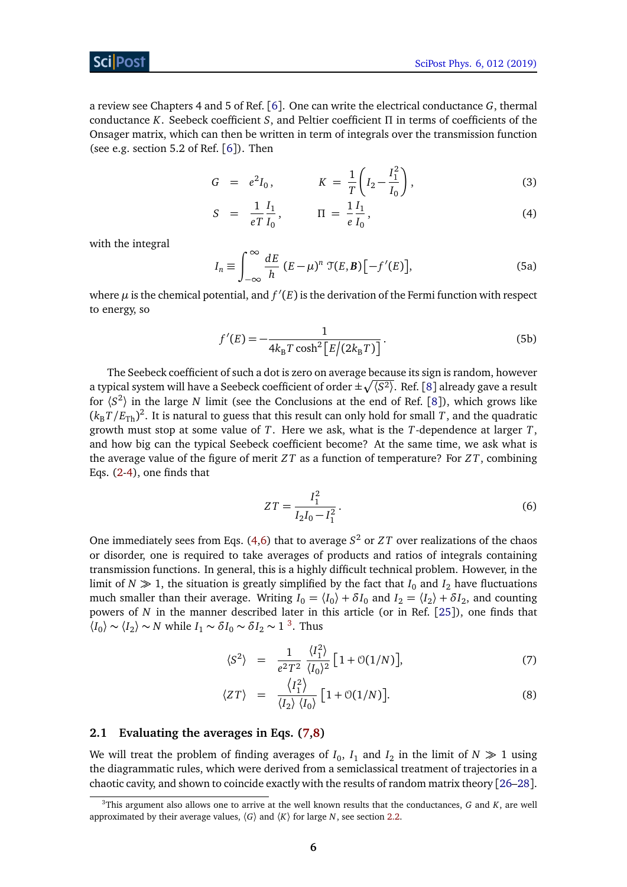a review see Chapters 4 and 5 of Ref. [6]. One can write the electrical conductance $G$, thermal conductance $K$. Seebeck coefficient $S$, and Peltier coefficient $\Pi$ in terms of coefficients of the Onsager matrix, which can then be written in term of integrals over the transmission function (see e.g. section 5.2 of Ref. [6]). Then

$$G = e^2 I_0, \qquad K = \frac{1}{T}\left(I_2 - \frac{I_1^2}{I_0}\right), \tag{3}$$

$$S = \frac{1}{eT}\frac{I_1}{I_0}, \qquad \Pi = \frac{1}{e}\frac{I_1}{I_0}, \tag{4}$$

with the integral

$$I_n \equiv \int_{-\infty}^{\infty} \frac{dE}{h}\,(E-\mu)^n\, \mathcal{T}(E,\boldsymbol{B})\big[-f'(E)\big], \tag{5a}$$

where $\mu$ is the chemical potential, and $f'(E)$ is the derivation of the Fermi function with respect to energy, so

$$f'(E) = -\frac{1}{4k_\mathrm{B}T\cosh^2\big[E\big/(2k_\mathrm{B}T)\big]}. \tag{5b}$$

The Seebeck coefficient of such a dot is zero on average because its sign is random, however a typical system will have a Seebeck coefficient of order $\pm\sqrt{\langle S^2\rangle}$. Ref. [8] already gave a result for $\langle S^2\rangle$ in the large $N$ limit (see the Conclusions at the end of Ref. [8]), which grows like $(k_\mathrm{B}T/E_\mathrm{Th})^2$. It is natural to guess that this result can only hold for small $T$, and the quadratic growth must stop at some value of $T$. Here we ask, what is the $T$-dependence at larger $T$, and how big can the typical Seebeck coefficient become? At the same time, we ask what is the average value of the figure of merit $ZT$ as a function of temperature? For $ZT$, combining Eqs. (2-4), one finds that

$$ZT = \frac{I_1^2}{I_2 I_0 - I_1^2}. \tag{6}$$

One immediately sees from Eqs. (4,6) that to average $S^2$ or $ZT$ over realizations of the chaos or disorder, one is required to take averages of products and ratios of integrals containing transmission functions. In general, this is a highly difficult technical problem. However, in the limit of $N \gg 1$, the situation is greatly simplified by the fact that $I_0$ and $I_2$ have fluctuations much smaller than their average. Writing $I_0 = \langle I_0\rangle + \delta I_0$ and $I_2 = \langle I_2\rangle + \delta I_2$, and counting powers of $N$ in the manner described later in this article (or in Ref. [25]), one finds that $\langle I_0\rangle \sim \langle I_2\rangle \sim N$ while $I_1 \sim \delta I_0 \sim \delta I_2 \sim 1$ [3]. Thus

$$\langle S^2\rangle = \frac{1}{e^2T^2}\frac{\langle I_1^2\rangle}{\langle I_0\rangle^2}\big[1+\mathcal{O}(1/N)\big], \tag{7}$$

$$\langle ZT\rangle = \frac{\langle I_1^2\rangle}{\langle I_2\rangle\,\langle I_0\rangle}\big[1+\mathcal{O}(1/N)\big]. \tag{8}$$

### 2.1 Evaluating the averages in Eqs. (7,8)

We will treat the problem of finding averages of $I_0$, $I_1$ and $I_2$ in the limit of $N \gg 1$ using the diagrammatic rules, which were derived from a semiclassical treatment of trajectories in a chaotic cavity, and shown to coincide exactly with the results of random matrix theory [26–28].

[3] This argument also allows one to arrive at the well known results that the conductances, $G$ and $K$, are well approximated by their average values, $\langle G\rangle$ and $\langle K\rangle$ for large $N$, see section 2.2.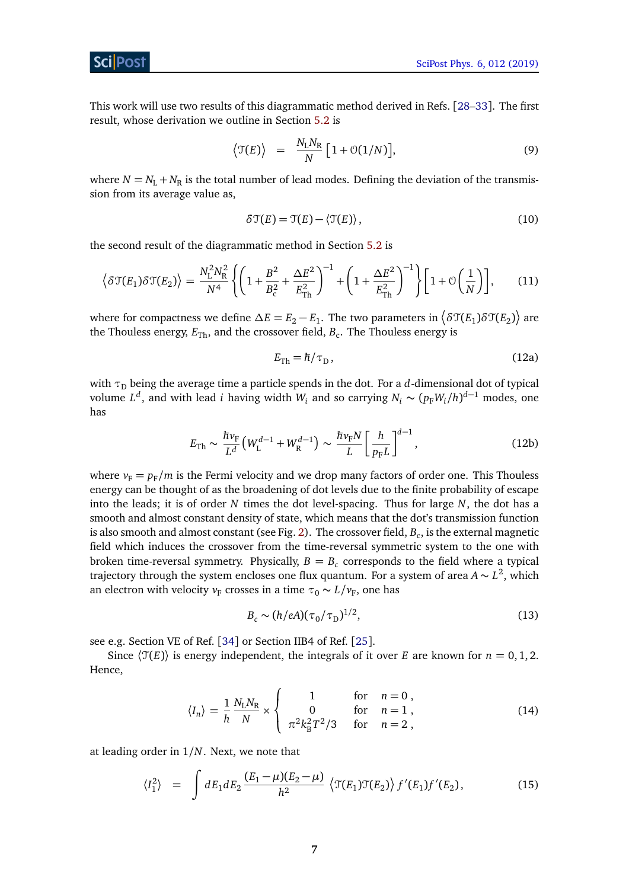This work will use two results of this diagrammatic method derived in Refs. [28–33]. The first result, whose derivation we outline in Section 5.2 is

$$\big\langle \mathcal{T}(E) \big\rangle \;=\; \frac{N_\mathrm{L} N_\mathrm{R}}{N} \big[1 + \mathcal{O}(1/N)\big], \tag{9}$$

where $N = N_\mathrm{L} + N_\mathrm{R}$ is the total number of lead modes. Defining the deviation of the transmission from its average value as,

$$\delta\mathcal{T}(E) = \mathcal{T}(E) - \langle \mathcal{T}(E) \rangle \,, \tag{10}$$

the second result of the diagrammatic method in Section 5.2 is

$$\big\langle \delta\mathcal{T}(E_1)\delta\mathcal{T}(E_2) \big\rangle = \frac{N_\mathrm{L}^2 N_\mathrm{R}^2}{N^4} \left\{ \left( 1 + \frac{B^2}{B_\mathrm{c}^2} + \frac{\Delta E^2}{E_\mathrm{Th}^2} \right)^{-1} + \left( 1 + \frac{\Delta E^2}{E_\mathrm{Th}^2} \right)^{-1} \right\} \left[ 1 + \mathcal{O}\left(\frac{1}{N}\right) \right], \tag{11}$$

where for compactness we define $\Delta E = E_2 - E_1$. The two parameters in $\big\langle \delta\mathcal{T}(E_1)\delta\mathcal{T}(E_2) \big\rangle$ are the Thouless energy, $E_\mathrm{Th}$, and the crossover field, $B_\mathrm{c}$. The Thouless energy is

$$E_\mathrm{Th} = \hbar / \tau_\mathrm{D} \,, \tag{12a}$$

with $\tau_\mathrm{D}$ being the average time a particle spends in the dot. For a $d$-dimensional dot of typical volume $L^d$, and with lead $i$ having width $W_i$ and so carrying $N_i \sim (p_\mathrm{F} W_i / h)^{d-1}$ modes, one has

$$E_\mathrm{Th} \sim \frac{\hbar v_\mathrm{F}}{L^d} \big( W_\mathrm{L}^{d-1} + W_\mathrm{R}^{d-1} \big) \sim \frac{\hbar v_\mathrm{F} N}{L} \left[ \frac{h}{p_\mathrm{F} L} \right]^{d-1}, \tag{12b}$$

where $v_\mathrm{F} = p_\mathrm{F}/m$ is the Fermi velocity and we drop many factors of order one. This Thouless energy can be thought of as the broadening of dot levels due to the finite probability of escape into the leads; it is of order $N$ times the dot level-spacing. Thus for large $N$, the dot has a smooth and almost constant density of state, which means that the dot's transmission function is also smooth and almost constant (see Fig. 2). The crossover field, $B_\mathrm{c}$, is the external magnetic field which induces the crossover from the time-reversal symmetric system to the one with broken time-reversal symmetry. Physically, $B = B_c$ corresponds to the field where a typical trajectory through the system encloses one flux quantum. For a system of area $A \sim L^2$, which an electron with velocity $v_\mathrm{F}$ crosses in a time $\tau_0 \sim L/v_\mathrm{F}$, one has

$$B_c \sim (h/eA)(\tau_0/\tau_\mathrm{D})^{1/2}, \tag{13}$$

see e.g. Section VE of Ref. [34] or Section IIB4 of Ref. [25].

Since $\langle \mathcal{T}(E) \rangle$ is energy independent, the integrals of it over $E$ are known for $n = 0, 1, 2$. Hence,

$$\langle I_n \rangle = \frac{1}{h} \frac{N_\mathrm{L} N_\mathrm{R}}{N} \times \begin{cases} 1 & \text{for} \quad n = 0\,, \\ 0 & \text{for} \quad n = 1\,, \\ \pi^2 k_\mathrm{B}^2 T^2 / 3 & \text{for} \quad n = 2\,, \end{cases} \tag{14}$$

at leading order in $1/N$. Next, we note that

$$\langle I_1^2 \rangle \;=\; \int dE_1 dE_2 \, \frac{(E_1 - \mu)(E_2 - \mu)}{h^2} \, \big\langle \mathcal{T}(E_1)\mathcal{T}(E_2) \big\rangle \, f'(E_1) f'(E_2), \tag{15}$$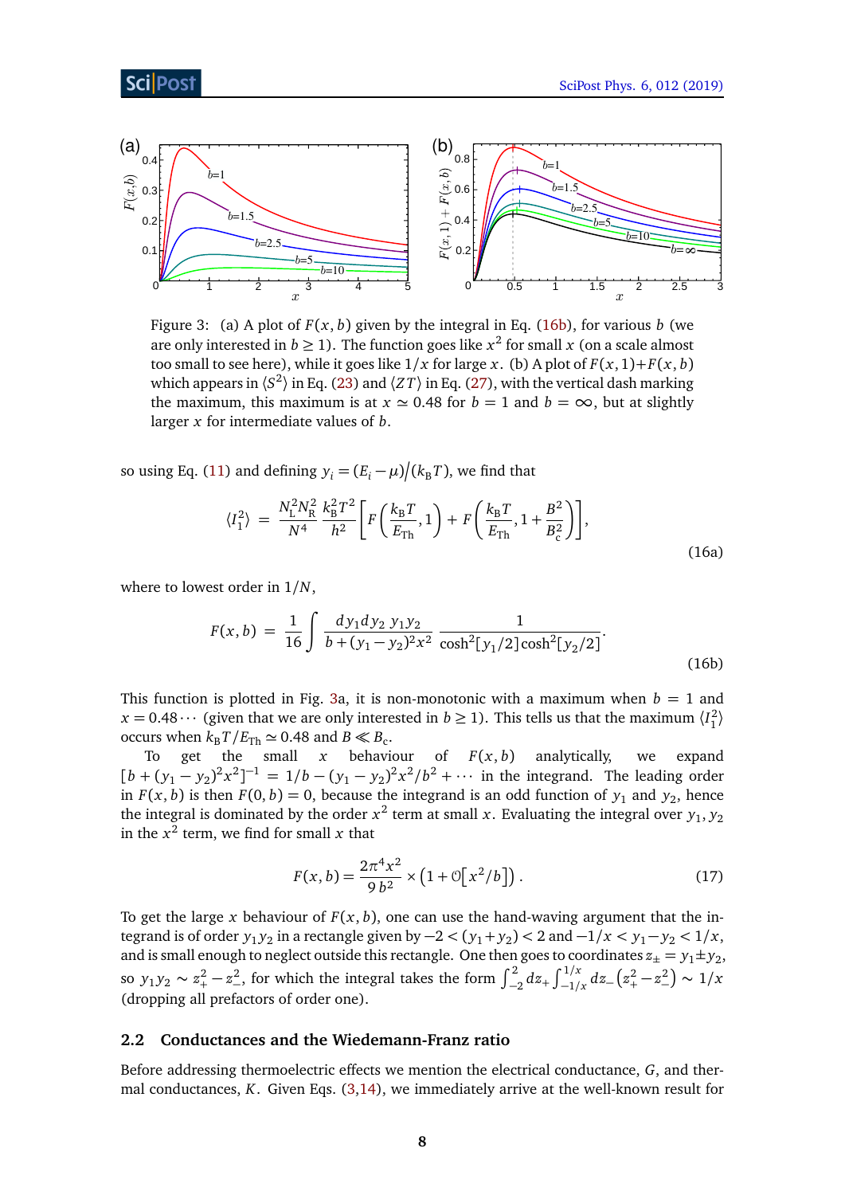Figure 3: (a) A plot of $F(x,b)$ given by the integral in Eq. (16b), for various $b$ (we are only interested in $b \geq 1$). The function goes like $x^2$ for small $x$ (on a scale almost too small to see here), while it goes like $1/x$ for large $x$. (b) A plot of $F(x,1)+F(x,b)$ which appears in $\langle S^2 \rangle$ in Eq. (23) and $\langle ZT \rangle$ in Eq. (27), with the vertical dash marking the maximum, this maximum is at $x \simeq 0.48$ for $b=1$ and $b=\infty$, but at slightly larger $x$ for intermediate values of $b$.

so using Eq. (11) and defining $y_i = (E_i - \mu)\big/(k_\mathrm{B}T)$, we find that

$$\langle I_1^2 \rangle = \frac{N_\mathrm{L}^2 N_\mathrm{R}^2}{N^4} \frac{k_\mathrm{B}^2 T^2}{h^2} \left[ F\left(\frac{k_\mathrm{B}T}{E_\mathrm{Th}}, 1\right) + F\left(\frac{k_\mathrm{B}T}{E_\mathrm{Th}}, 1 + \frac{B^2}{B_\mathrm{c}^2}\right) \right], \tag{16a}$$

where to lowest order in $1/N$,

$$F(x,b) = \frac{1}{16} \int \frac{dy_1 dy_2 \; y_1 y_2}{b + (y_1 - y_2)^2 x^2} \frac{1}{\cosh^2[y_1/2] \cosh^2[y_2/2]}. \tag{16b}$$

This function is plotted in Fig. 3a, it is non-monotonic with a maximum when $b=1$ and $x = 0.48\cdots$ (given that we are only interested in $b \geq 1$). This tells us that the maximum $\langle I_1^2 \rangle$ occurs when $k_\mathrm{B}T/E_\mathrm{Th} \simeq 0.48$ and $B \ll B_\mathrm{c}$.

To get the small $x$ behaviour of $F(x,b)$ analytically, we expand $[b + (y_1 - y_2)^2 x^2]^{-1} = 1/b - (y_1 - y_2)^2 x^2/b^2 + \cdots$ in the integrand. The leading order in $F(x,b)$ is then $F(0,b) = 0$, because the integrand is an odd function of $y_1$ and $y_2$, hence the integral is dominated by the order $x^2$ term at small $x$. Evaluating the integral over $y_1, y_2$ in the $x^2$ term, we find for small $x$ that

$$F(x,b) = \frac{2\pi^4 x^2}{9\,b^2} \times \left(1 + \mathcal{O}\left[x^2/b\right]\right). \tag{17}$$

To get the large $x$ behaviour of $F(x,b)$, one can use the hand-waving argument that the integrand is of order $y_1 y_2$ in a rectangle given by $-2 < (y_1 + y_2) < 2$ and $-1/x < y_1 - y_2 < 1/x$, and is small enough to neglect outside this rectangle. One then goes to coordinates $z_\pm = y_1 \pm y_2$, so $y_1 y_2 \sim z_+^2 - z_-^2$, for which the integral takes the form $\int_{-2}^{2} dz_+ \int_{-1/x}^{1/x} dz_- \left(z_+^2 - z_-^2\right) \sim 1/x$ (dropping all prefactors of order one).

## 2.2 Conductances and the Wiedemann-Franz ratio

Before addressing thermoelectric effects we mention the electrical conductance, $G$, and thermal conductances, $K$. Given Eqs. (3,14), we immediately arrive at the well-known result for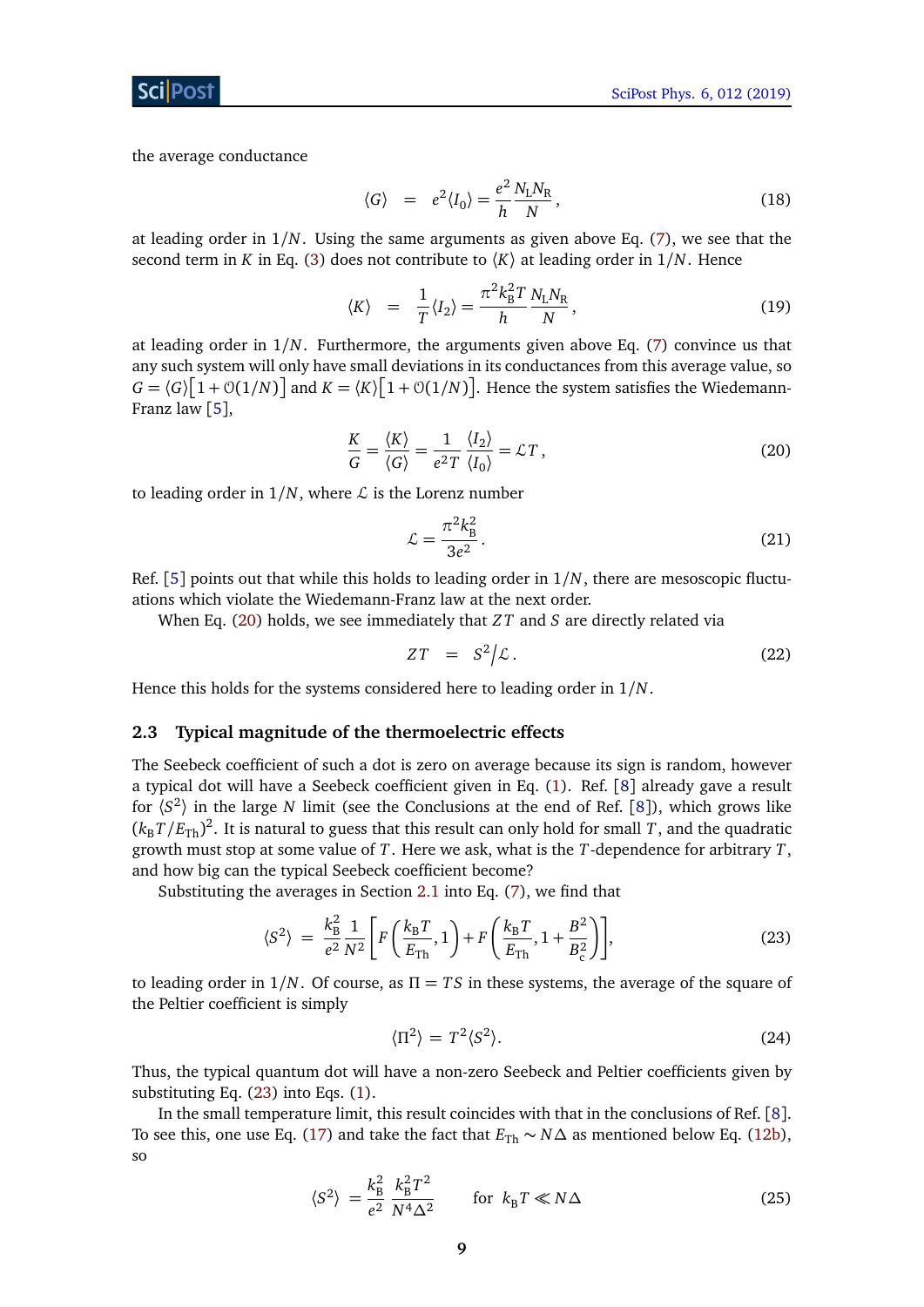the average conductance

$$\langle G \rangle \;=\; e^2 \langle I_0 \rangle = \frac{e^2}{h} \frac{N_\mathrm{L} N_\mathrm{R}}{N}, \tag{18}$$

at leading order in $1/N$. Using the same arguments as given above Eq. (7), we see that the second term in $K$ in Eq. (3) does not contribute to $\langle K \rangle$ at leading order in $1/N$. Hence

$$\langle K \rangle \;=\; \frac{1}{T} \langle I_2 \rangle = \frac{\pi^2 k_\mathrm{B}^2 T}{h} \frac{N_\mathrm{L} N_\mathrm{R}}{N}, \tag{19}$$

at leading order in $1/N$. Furthermore, the arguments given above Eq. (7) convince us that any such system will only have small deviations in its conductances from this average value, so $G = \langle G \rangle \big[1 + \mathcal{O}(1/N)\big]$ and $K = \langle K \rangle \big[1 + \mathcal{O}(1/N)\big]$. Hence the system satisfies the Wiedemann-Franz law [5],

$$\frac{K}{G} = \frac{\langle K \rangle}{\langle G \rangle} = \frac{1}{e^2 T} \frac{\langle I_2 \rangle}{\langle I_0 \rangle} = \mathcal{L} T, \tag{20}$$

to leading order in $1/N$, where $\mathcal{L}$ is the Lorenz number

$$\mathcal{L} = \frac{\pi^2 k_\mathrm{B}^2}{3e^2}. \tag{21}$$

Ref. [5] points out that while this holds to leading order in $1/N$, there are mesoscopic fluctuations which violate the Wiedemann-Franz law at the next order.

When Eq. (20) holds, we see immediately that $ZT$ and $S$ are directly related via

$$ZT \;=\; S^2 \big/ \mathcal{L}. \tag{22}$$

Hence this holds for the systems considered here to leading order in $1/N$.

### 2.3 Typical magnitude of the thermoelectric effects

The Seebeck coefficient of such a dot is zero on average because its sign is random, however a typical dot will have a Seebeck coefficient given in Eq. (1). Ref. [8] already gave a result for $\langle S^2 \rangle$ in the large $N$ limit (see the Conclusions at the end of Ref. [8]), which grows like $(k_\mathrm{B}T/E_\mathrm{Th})^2$. It is natural to guess that this result can only hold for small $T$, and the quadratic growth must stop at some value of $T$. Here we ask, what is the $T$-dependence for arbitrary $T$, and how big can the typical Seebeck coefficient become?

Substituting the averages in Section 2.1 into Eq. (7), we find that

$$\langle S^2 \rangle \;=\; \frac{k_\mathrm{B}^2}{e^2} \frac{1}{N^2} \left[ F\left( \frac{k_\mathrm{B} T}{E_\mathrm{Th}}, 1 \right) + F\left( \frac{k_\mathrm{B} T}{E_\mathrm{Th}}, 1 + \frac{B^2}{B_\mathrm{c}^2} \right) \right], \tag{23}$$

to leading order in $1/N$. Of course, as $\Pi = TS$ in these systems, the average of the square of the Peltier coefficient is simply

$$\langle \Pi^2 \rangle \;=\; T^2 \langle S^2 \rangle. \tag{24}$$

Thus, the typical quantum dot will have a non-zero Seebeck and Peltier coefficients given by substituting Eq. (23) into Eqs. (1).

In the small temperature limit, this result coincides with that in the conclusions of Ref. [8]. To see this, one use Eq. (17) and take the fact that $E_\mathrm{Th} \sim N\Delta$ as mentioned below Eq. (12b), so

$$\langle S^2 \rangle \;=\; \frac{k_\mathrm{B}^2}{e^2} \frac{k_\mathrm{B}^2 T^2}{N^4 \Delta^2} \qquad \text{for} \;\; k_\mathrm{B} T \ll N\Delta \tag{25}$$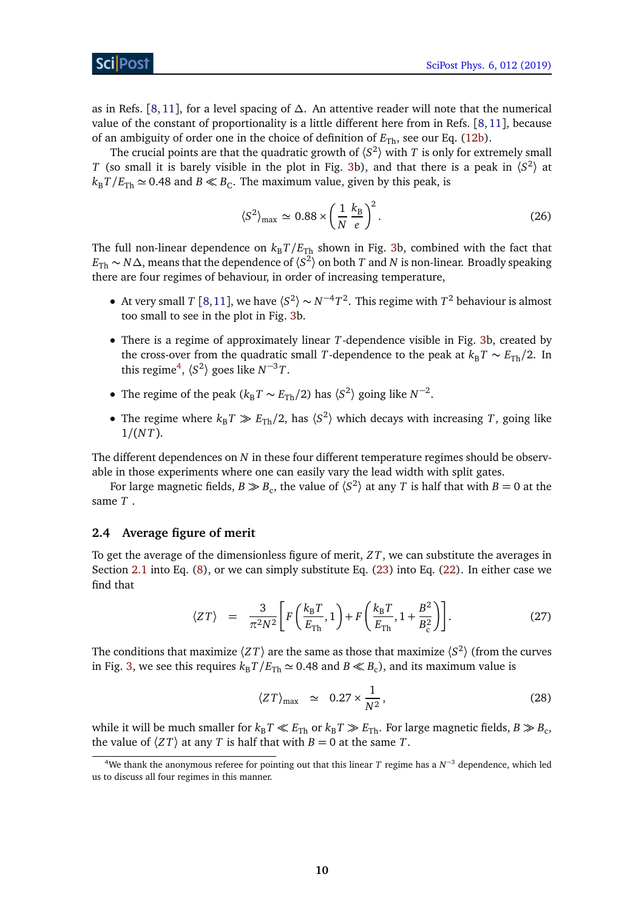as in Refs. [8, 11], for a level spacing of $\Delta$. An attentive reader will note that the numerical value of the constant of proportionality is a little different here from in Refs. [8, 11], because of an ambiguity of order one in the choice of definition of $E_{\rm Th}$, see our Eq. (12b).

The crucial points are that the quadratic growth of $\langle S^2\rangle$ with $T$ is only for extremely small $T$ (so small it is barely visible in the plot in Fig. 3b), and that there is a peak in $\langle S^2\rangle$ at $k_{\rm B}T/E_{\rm Th} \simeq 0.48$ and $B \ll B_{\rm C}$. The maximum value, given by this peak, is

$$\langle S^2\rangle_{\rm max} \simeq 0.88 \times \left(\frac{1}{N}\frac{k_{\rm B}}{e}\right)^2 . \tag{26}$$

The full non-linear dependence on $k_{\rm B}T/E_{\rm Th}$ shown in Fig. 3b, combined with the fact that $E_{\rm Th} \sim N\Delta$, means that the dependence of $\langle S^2\rangle$ on both $T$ and $N$ is non-linear. Broadly speaking there are four regimes of behaviour, in order of increasing temperature,

- At very small $T$ [8, 11], we have $\langle S^2\rangle \sim N^{-4}T^2$. This regime with $T^2$ behaviour is almost too small to see in the plot in Fig. 3b.
- There is a regime of approximately linear $T$-dependence visible in Fig. 3b, created by the cross-over from the quadratic small $T$-dependence to the peak at $k_{\rm B}T \sim E_{\rm Th}/2$. In this regime[4], $\langle S^2\rangle$ goes like $N^{-3}T$.
- The regime of the peak ($k_{\rm B}T \sim E_{\rm Th}/2$) has $\langle S^2\rangle$ going like $N^{-2}$.
- The regime where $k_{\rm B}T \gg E_{\rm Th}/2$, has $\langle S^2\rangle$ which decays with increasing $T$, going like $1/(NT)$.

The different dependences on $N$ in these four different temperature regimes should be observable in those experiments where one can easily vary the lead width with split gates.

For large magnetic fields, $B \gg B_{\rm c}$, the value of $\langle S^2\rangle$ at any $T$ is half that with $B = 0$ at the same $T$ .

### 2.4 Average figure of merit

To get the average of the dimensionless figure of merit, $ZT$, we can substitute the averages in Section 2.1 into Eq. (8), or we can simply substitute Eq. (23) into Eq. (22). In either case we find that

$$\langle ZT\rangle = \frac{3}{\pi^2 N^2}\left[F\left(\frac{k_{\rm B}T}{E_{\rm Th}}, 1\right) + F\left(\frac{k_{\rm B}T}{E_{\rm Th}}, 1+\frac{B^2}{B_{\rm c}^2}\right)\right]. \tag{27}$$

The conditions that maximize $\langle ZT\rangle$ are the same as those that maximize $\langle S^2\rangle$ (from the curves in Fig. 3, we see this requires $k_{\rm B}T/E_{\rm Th} \simeq 0.48$ and $B \ll B_{\rm c}$), and its maximum value is

$$\langle ZT\rangle_{\rm max} \simeq 0.27 \times \frac{1}{N^2}, \tag{28}$$

while it will be much smaller for $k_{\rm B}T \ll E_{\rm Th}$ or $k_{\rm B}T \gg E_{\rm Th}$. For large magnetic fields, $B \gg B_{\rm c}$, the value of $\langle ZT\rangle$ at any $T$ is half that with $B = 0$ at the same $T$.

[4] We thank the anonymous referee for pointing out that this linear $T$ regime has a $N^{-3}$ dependence, which led us to discuss all four regimes in this manner.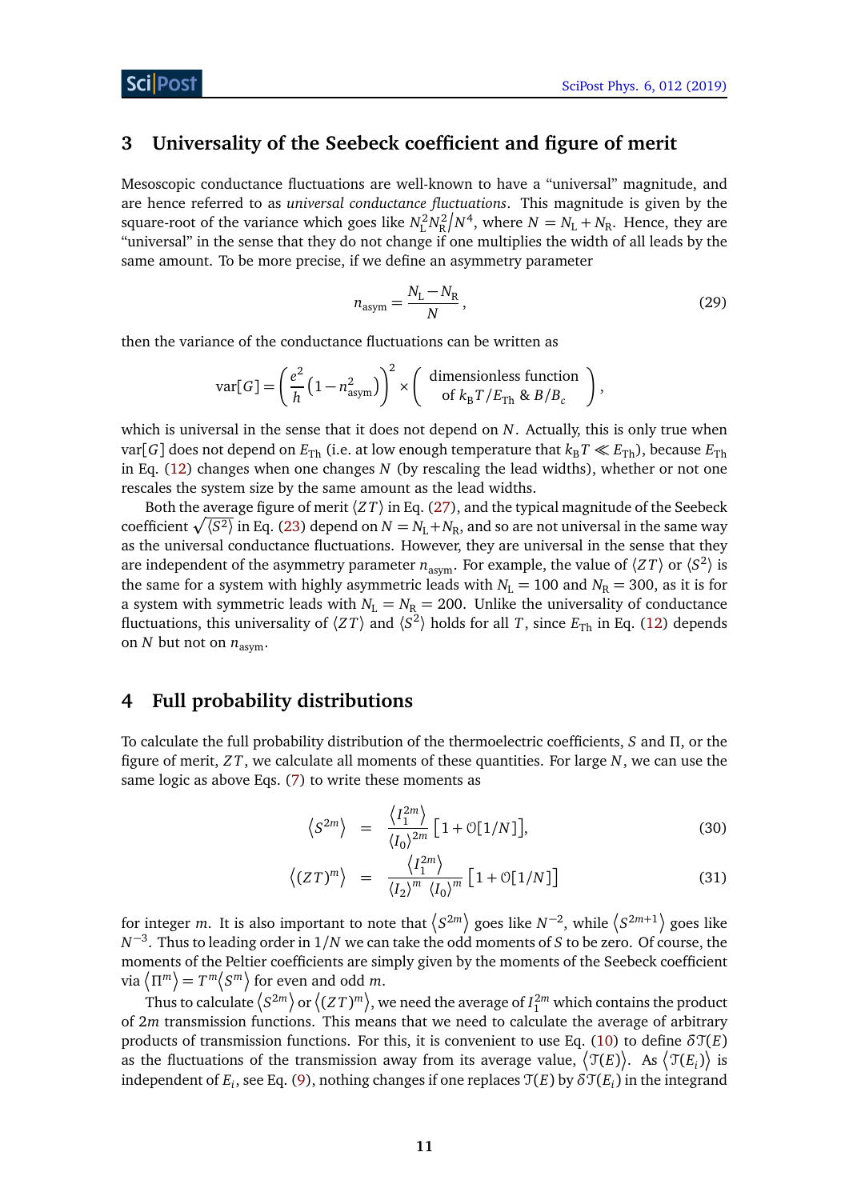## 3 Universality of the Seebeck coefficient and figure of merit

Mesoscopic conductance fluctuations are well-known to have a "universal" magnitude, and are hence referred to as *universal conductance fluctuations*. This magnitude is given by the square-root of the variance which goes like $N_\mathrm{L}^2 N_\mathrm{R}^2 / N^4$, where $N = N_\mathrm{L} + N_\mathrm{R}$. Hence, they are "universal" in the sense that they do not change if one multiplies the width of all leads by the same amount. To be more precise, if we define an asymmetry parameter

$$n_\mathrm{asym} = \frac{N_\mathrm{L} - N_\mathrm{R}}{N}, \tag{29}$$

then the variance of the conductance fluctuations can be written as

$$\mathrm{var}[G] = \left(\frac{e^2}{h}\left(1 - n_\mathrm{asym}^2\right)\right)^2 \times \left(\begin{array}{c}\text{dimensionless function}\\ \text{of } k_\mathrm{B}T/E_\mathrm{Th} \ \& \ B/B_c\end{array}\right),$$

which is universal in the sense that it does not depend on $N$. Actually, this is only true when $\mathrm{var}[G]$ does not depend on $E_\mathrm{Th}$ (i.e. at low enough temperature that $k_\mathrm{B}T \ll E_\mathrm{Th}$), because $E_\mathrm{Th}$ in Eq. (12) changes when one changes $N$ (by rescaling the lead widths), whether or not one rescales the system size by the same amount as the lead widths.

Both the average figure of merit $\langle ZT \rangle$ in Eq. (27), and the typical magnitude of the Seebeck coefficient $\sqrt{\langle S^2 \rangle}$ in Eq. (23) depend on $N = N_\mathrm{L} + N_\mathrm{R}$, and so are not universal in the same way as the universal conductance fluctuations. However, they are universal in the sense that they are independent of the asymmetry parameter $n_\mathrm{asym}$. For example, the value of $\langle ZT \rangle$ or $\langle S^2 \rangle$ is the same for a system with highly asymmetric leads with $N_\mathrm{L} = 100$ and $N_\mathrm{R} = 300$, as it is for a system with symmetric leads with $N_\mathrm{L} = N_\mathrm{R} = 200$. Unlike the universality of conductance fluctuations, this universality of $\langle ZT \rangle$ and $\langle S^2 \rangle$ holds for all $T$, since $E_\mathrm{Th}$ in Eq. (12) depends on $N$ but not on $n_\mathrm{asym}$.

## 4 Full probability distributions

To calculate the full probability distribution of the thermoelectric coefficients, $S$ and $\Pi$, or the figure of merit, $ZT$, we calculate all moments of these quantities. For large $N$, we can use the same logic as above Eqs. (7) to write these moments as

$$\left\langle S^{2m} \right\rangle = \frac{\left\langle I_1^{2m} \right\rangle}{\langle I_0 \rangle^{2m}} \left[1 + \mathcal{O}[1/N]\right], \tag{30}$$

$$\left\langle (ZT)^m \right\rangle = \frac{\left\langle I_1^{2m} \right\rangle}{\langle I_2 \rangle^m \ \langle I_0 \rangle^m} \left[1 + \mathcal{O}[1/N]\right] \tag{31}$$

for integer $m$. It is also important to note that $\left\langle S^{2m} \right\rangle$ goes like $N^{-2}$, while $\left\langle S^{2m+1} \right\rangle$ goes like $N^{-3}$. Thus to leading order in $1/N$ we can take the odd moments of $S$ to be zero. Of course, the moments of the Peltier coefficients are simply given by the moments of the Seebeck coefficient via $\left\langle \Pi^m \right\rangle = T^m \left\langle S^m \right\rangle$ for even and odd $m$.

Thus to calculate $\left\langle S^{2m} \right\rangle$ or $\left\langle (ZT)^m \right\rangle$, we need the average of $I_1^{2m}$ which contains the product of $2m$ transmission functions. This means that we need to calculate the average of arbitrary products of transmission functions. For this, it is convenient to use Eq. (10) to define $\delta \mathcal{T}(E)$ as the fluctuations of the transmission away from its average value, $\left\langle \mathcal{T}(E) \right\rangle$. As $\left\langle \mathcal{T}(E_i) \right\rangle$ is independent of $E_i$, see Eq. (9), nothing changes if one replaces $\mathcal{T}(E)$ by $\delta \mathcal{T}(E_i)$ in the integrand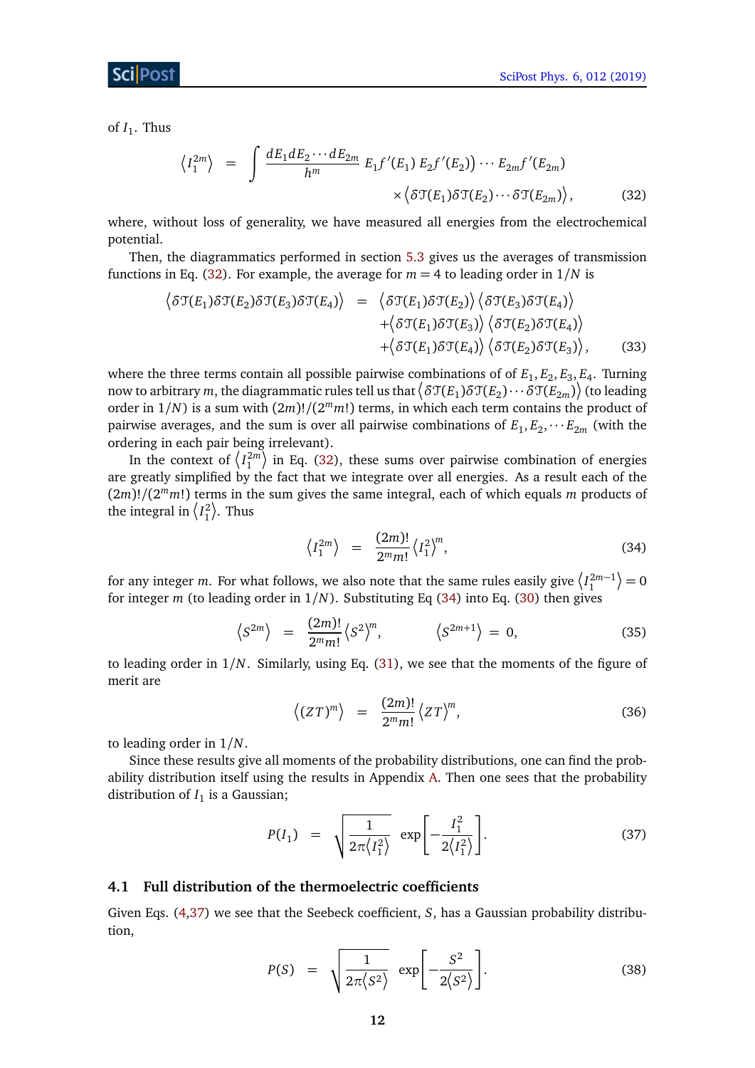of $I_1$. Thus

$$\left\langle I_1^{2m} \right\rangle = \int \frac{dE_1 dE_2 \cdots dE_{2m}}{h^m} E_1 f'(E_1)\, E_2 f'(E_2) \cdots E_{2m} f'(E_{2m}) \times \left\langle \delta\mathcal{T}(E_1)\delta\mathcal{T}(E_2)\cdots\delta\mathcal{T}(E_{2m})\right\rangle, \tag{32}$$

where, without loss of generality, we have measured all energies from the electrochemical potential.

Then, the diagrammatics performed in section 5.3 gives us the averages of transmission functions in Eq. (32). For example, the average for $m=4$ to leading order in $1/N$ is

$$\begin{aligned}\left\langle \delta\mathcal{T}(E_1)\delta\mathcal{T}(E_2)\delta\mathcal{T}(E_3)\delta\mathcal{T}(E_4)\right\rangle &= \left\langle \delta\mathcal{T}(E_1)\delta\mathcal{T}(E_2)\right\rangle \left\langle \delta\mathcal{T}(E_3)\delta\mathcal{T}(E_4)\right\rangle \\ &+ \left\langle \delta\mathcal{T}(E_1)\delta\mathcal{T}(E_3)\right\rangle \left\langle \delta\mathcal{T}(E_2)\delta\mathcal{T}(E_4)\right\rangle \\ &+ \left\langle \delta\mathcal{T}(E_1)\delta\mathcal{T}(E_4)\right\rangle \left\langle \delta\mathcal{T}(E_2)\delta\mathcal{T}(E_3)\right\rangle,\end{aligned} \tag{33}$$

where the three terms contain all possible pairwise combinations of of $E_1, E_2, E_3, E_4$. Turning now to arbitrary $m$, the diagrammatic rules tell us that $\left\langle \delta\mathcal{T}(E_1)\delta\mathcal{T}(E_2)\cdots\delta\mathcal{T}(E_{2m})\right\rangle$ (to leading order in $1/N$) is a sum with $(2m)!/(2^m m!)$ terms, in which each term contains the product of pairwise averages, and the sum is over all pairwise combinations of $E_1, E_2, \cdots E_{2m}$ (with the ordering in each pair being irrelevant).

In the context of $\left\langle I_1^{2m}\right\rangle$ in Eq. (32), these sums over pairwise combination of energies are greatly simplified by the fact that we integrate over all energies. As a result each of the $(2m)!/(2^m m!)$ terms in the sum gives the same integral, each of which equals $m$ products of the integral in $\left\langle I_1^2\right\rangle$. Thus

$$\left\langle I_1^{2m}\right\rangle = \frac{(2m)!}{2^m m!}\left\langle I_1^2\right\rangle^m, \tag{34}$$

for any integer $m$. For what follows, we also note that the same rules easily give $\left\langle I_1^{2m-1}\right\rangle = 0$ for integer $m$ (to leading order in $1/N$). Substituting Eq (34) into Eq. (30) then gives

$$\left\langle S^{2m}\right\rangle = \frac{(2m)!}{2^m m!}\left\langle S^2\right\rangle^m, \qquad \left\langle S^{2m+1}\right\rangle = 0, \tag{35}$$

to leading order in $1/N$. Similarly, using Eq. (31), we see that the moments of the figure of merit are

$$\left\langle (ZT)^m\right\rangle = \frac{(2m)!}{2^m m!}\left\langle ZT\right\rangle^m, \tag{36}$$

to leading order in $1/N$.

Since these results give all moments of the probability distributions, one can find the probability distribution itself using the results in Appendix A. Then one sees that the probability distribution of $I_1$ is a Gaussian;

$$P(I_1) = \sqrt{\frac{1}{2\pi\left\langle I_1^2\right\rangle}}\,\exp\left[-\frac{I_1^2}{2\left\langle I_1^2\right\rangle}\right]. \tag{37}$$

## 4.1 Full distribution of the thermoelectric coefficients

Given Eqs. (4,37) we see that the Seebeck coefficient, $S$, has a Gaussian probability distribution,

$$P(S) = \sqrt{\frac{1}{2\pi\left\langle S^2\right\rangle}}\,\exp\left[-\frac{S^2}{2\left\langle S^2\right\rangle}\right]. \tag{38}$$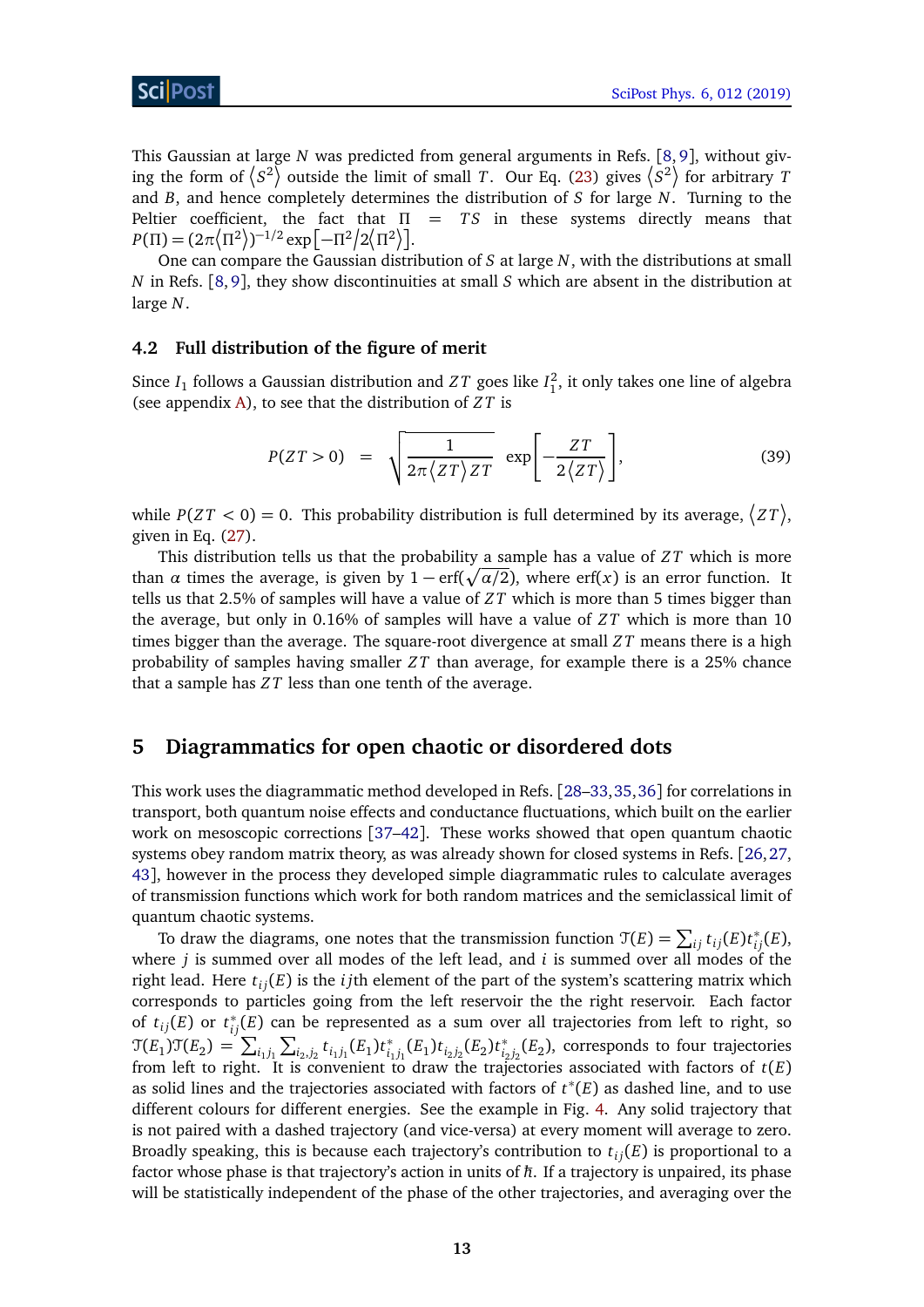This Gaussian at large $N$ was predicted from general arguments in Refs. [8, 9], without giving the form of $\langle S^2 \rangle$ outside the limit of small $T$. Our Eq. (23) gives $\langle S^2 \rangle$ for arbitrary $T$ and $B$, and hence completely determines the distribution of $S$ for large $N$. Turning to the Peltier coefficient, the fact that $\Pi = TS$ in these systems directly means that $P(\Pi) = (2\pi\langle \Pi^2 \rangle)^{-1/2} \exp\left[-\Pi^2/2\langle \Pi^2 \rangle\right]$.

One can compare the Gaussian distribution of $S$ at large $N$, with the distributions at small $N$ in Refs. [8, 9], they show discontinuities at small $S$ which are absent in the distribution at large $N$.

### 4.2 Full distribution of the figure of merit

Since $I_1$ follows a Gaussian distribution and $ZT$ goes like $I_1^2$, it only takes one line of algebra (see appendix A), to see that the distribution of $ZT$ is

$$P(ZT > 0) = \sqrt{\frac{1}{2\pi\langle ZT \rangle ZT}} \exp\left[-\frac{ZT}{2\langle ZT \rangle}\right], \tag{39}$$

while $P(ZT < 0) = 0$. This probability distribution is full determined by its average, $\langle ZT \rangle$, given in Eq. (27).

This distribution tells us that the probability a sample has a value of $ZT$ which is more than $\alpha$ times the average, is given by $1 - \mathrm{erf}(\sqrt{\alpha/2})$, where $\mathrm{erf}(x)$ is an error function. It tells us that 2.5% of samples will have a value of $ZT$ which is more than 5 times bigger than the average, but only in 0.16% of samples will have a value of $ZT$ which is more than 10 times bigger than the average. The square-root divergence at small $ZT$ means there is a high probability of samples having smaller $ZT$ than average, for example there is a 25% chance that a sample has $ZT$ less than one tenth of the average.

## 5 Diagrammatics for open chaotic or disordered dots

This work uses the diagrammatic method developed in Refs. [28–33, 35, 36] for correlations in transport, both quantum noise effects and conductance fluctuations, which built on the earlier work on mesoscopic corrections [37–42]. These works showed that open quantum chaotic systems obey random matrix theory, as was already shown for closed systems in Refs. [26, 27, 43], however in the process they developed simple diagrammatic rules to calculate averages of transmission functions which work for both random matrices and the semiclassical limit of quantum chaotic systems.

To draw the diagrams, one notes that the transmission function $\mathcal{T}(E) = \sum_{ij} t_{ij}(E)t^*_{ij}(E)$, where $j$ is summed over all modes of the left lead, and $i$ is summed over all modes of the right lead. Here $t_{ij}(E)$ is the $ij$th element of the part of the system's scattering matrix which corresponds to particles going from the left reservoir the the right reservoir. Each factor of $t_{ij}(E)$ or $t^*_{ij}(E)$ can be represented as a sum over all trajectories from left to right, so $\mathcal{T}(E_1)\mathcal{T}(E_2) = \sum_{i_1j_1}\sum_{i_2,j_2} t_{i_1j_1}(E_1)t^*_{i_1j_1}(E_1)t_{i_2j_2}(E_2)t^*_{i_2j_2}(E_2)$, corresponds to four trajectories from left to right. It is convenient to draw the trajectories associated with factors of $t(E)$ as solid lines and the trajectories associated with factors of $t^*(E)$ as dashed line, and to use different colours for different energies. See the example in Fig. 4. Any solid trajectory that is not paired with a dashed trajectory (and vice-versa) at every moment will average to zero. Broadly speaking, this is because each trajectory's contribution to $t_{ij}(E)$ is proportional to a factor whose phase is that trajectory's action in units of $\hbar$. If a trajectory is unpaired, its phase will be statistically independent of the phase of the other trajectories, and averaging over the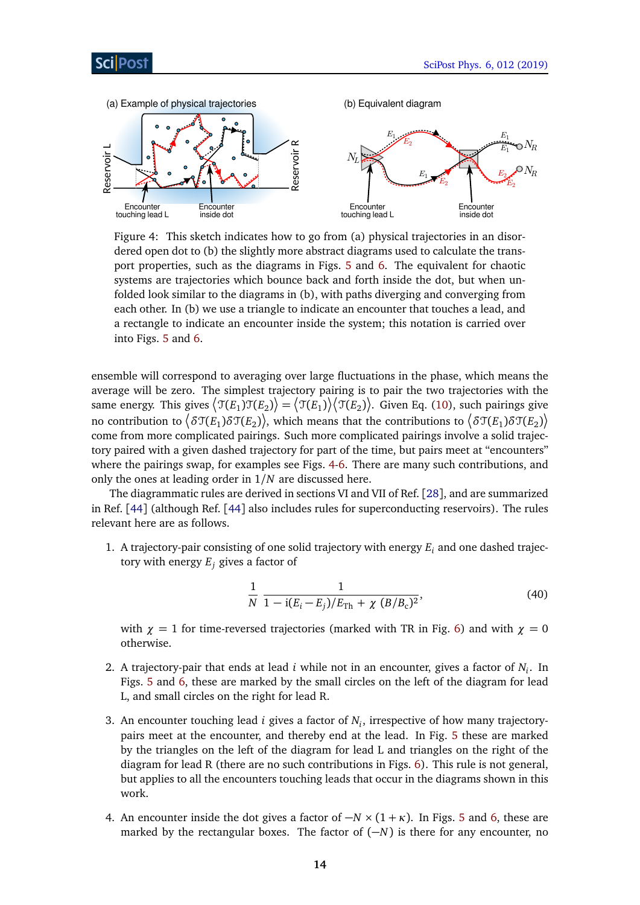Figure 4: This sketch indicates how to go from (a) physical trajectories in an disordered open dot to (b) the slightly more abstract diagrams used to calculate the transport properties, such as the diagrams in Figs. 5 and 6. The equivalent for chaotic systems are trajectories which bounce back and forth inside the dot, but when unfolded look similar to the diagrams in (b), with paths diverging and converging from each other. In (b) we use a triangle to indicate an encounter that touches a lead, and a rectangle to indicate an encounter inside the system; this notation is carried over into Figs. 5 and 6.

ensemble will correspond to averaging over large fluctuations in the phase, which means the average will be zero. The simplest trajectory pairing is to pair the two trajectories with the same energy. This gives $\langle \mathcal{T}(E_1)\mathcal{T}(E_2)\rangle = \langle \mathcal{T}(E_1)\rangle\langle \mathcal{T}(E_2)\rangle$. Given Eq. (10), such pairings give no contribution to $\langle \delta\mathcal{T}(E_1)\delta\mathcal{T}(E_2)\rangle$, which means that the contributions to $\langle \delta\mathcal{T}(E_1)\delta\mathcal{T}(E_2)\rangle$ come from more complicated pairings. Such more complicated pairings involve a solid trajectory paired with a given dashed trajectory for part of the time, but pairs meet at "encounters" where the pairings swap, for examples see Figs. 4-6. There are many such contributions, and only the ones at leading order in $1/N$ are discussed here.

The diagrammatic rules are derived in sections VI and VII of Ref. [28], and are summarized in Ref. [44] (although Ref. [44] also includes rules for superconducting reservoirs). The rules relevant here are as follows.

1. A trajectory-pair consisting of one solid trajectory with energy $E_i$ and one dashed trajectory with energy $E_j$ gives a factor of

$$\frac{1}{N}\,\frac{1}{1-\mathrm{i}(E_i-E_j)/E_{\mathrm{Th}}+\chi\,(B/B_{\mathrm{c}})^2}, \tag{40}$$

   with $\chi = 1$ for time-reversed trajectories (marked with TR in Fig. 6) and with $\chi = 0$ otherwise.

2. A trajectory-pair that ends at lead $i$ while not in an encounter, gives a factor of $N_i$. In Figs. 5 and 6, these are marked by the small circles on the left of the diagram for lead L, and small circles on the right for lead R.

3. An encounter touching lead $i$ gives a factor of $N_i$, irrespective of how many trajectory-pairs meet at the encounter, and thereby end at the lead. In Fig. 5 these are marked by the triangles on the left of the diagram for lead L and triangles on the right of the diagram for lead R (there are no such contributions in Figs. 6). This rule is not general, but applies to all the encounters touching leads that occur in the diagrams shown in this work.

4. An encounter inside the dot gives a factor of $-N \times (1+\kappa)$. In Figs. 5 and 6, these are marked by the rectangular boxes. The factor of $(-N)$ is there for any encounter, no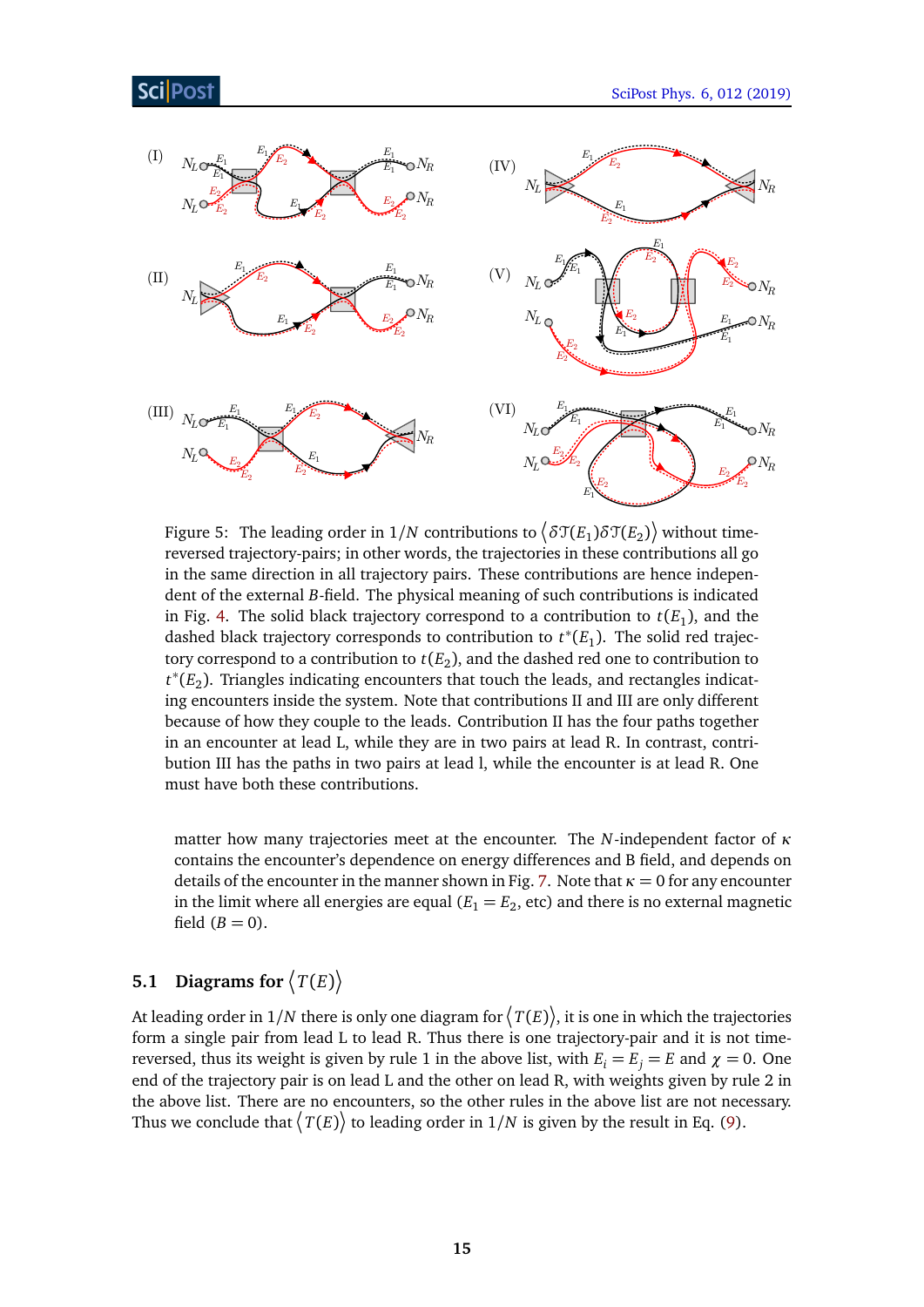Figure 5: The leading order in $1/N$ contributions to $\langle \delta \mathcal{T}(E_1) \delta \mathcal{T}(E_2) \rangle$ without time-reversed trajectory-pairs; in other words, the trajectories in these contributions all go in the same direction in all trajectory pairs. These contributions are hence independent of the external $B$-field. The physical meaning of such contributions is indicated in Fig. 4. The solid black trajectory correspond to a contribution to $t(E_1)$, and the dashed black trajectory corresponds to contribution to $t^*(E_1)$. The solid red trajectory correspond to a contribution to $t(E_2)$, and the dashed red one to contribution to $t^*(E_2)$. Triangles indicating encounters that touch the leads, and rectangles indicating encounters inside the system. Note that contributions II and III are only different because of how they couple to the leads. Contribution II has the four paths together in an encounter at lead L, while they are in two pairs at lead R. In contrast, contribution III has the paths in two pairs at lead l, while the encounter is at lead R. One must have both these contributions.

matter how many trajectories meet at the encounter. The $N$-independent factor of $\kappa$ contains the encounter's dependence on energy differences and B field, and depends on details of the encounter in the manner shown in Fig. 7. Note that $\kappa = 0$ for any encounter in the limit where all energies are equal ($E_1 = E_2$, etc) and there is no external magnetic field ($B = 0$).

## 5.1 Diagrams for $\langle T(E) \rangle$

At leading order in $1/N$ there is only one diagram for $\langle T(E) \rangle$, it is one in which the trajectories form a single pair from lead L to lead R. Thus there is one trajectory-pair and it is not time-reversed, thus its weight is given by rule 1 in the above list, with $E_i = E_j = E$ and $\chi = 0$. One end of the trajectory pair is on lead L and the other on lead R, with weights given by rule 2 in the above list. There are no encounters, so the other rules in the above list are not necessary. Thus we conclude that $\langle T(E) \rangle$ to leading order in $1/N$ is given by the result in Eq. (9).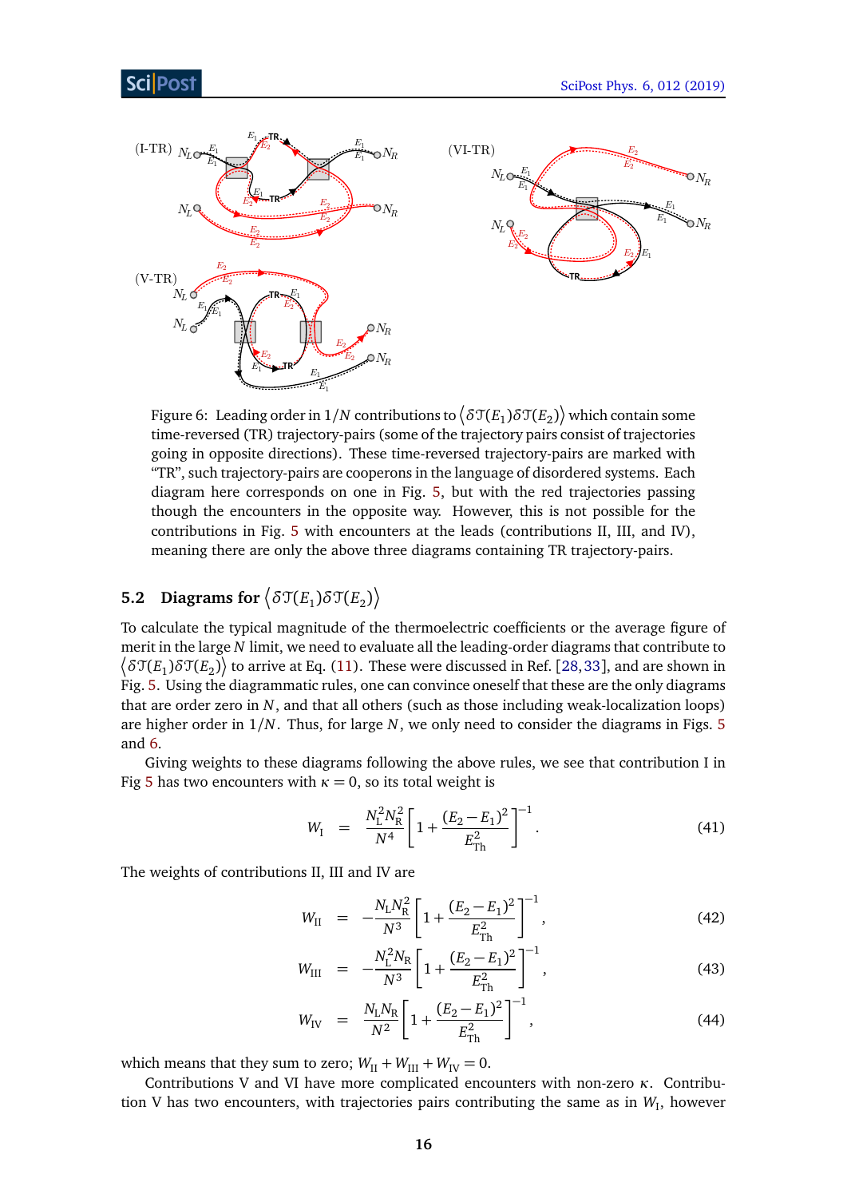Figure 6: Leading order in $1/N$ contributions to $\langle \delta\mathcal{T}(E_1)\delta\mathcal{T}(E_2)\rangle$ which contain some time-reversed (TR) trajectory-pairs (some of the trajectory pairs consist of trajectories going in opposite directions). These time-reversed trajectory-pairs are marked with "TR", such trajectory-pairs are cooperons in the language of disordered systems. Each diagram here corresponds on one in Fig. 5, but with the red trajectories passing though the encounters in the opposite way. However, this is not possible for the contributions in Fig. 5 with encounters at the leads (contributions II, III, and IV), meaning there are only the above three diagrams containing TR trajectory-pairs.

### 5.2 Diagrams for $\langle \delta\mathcal{T}(E_1)\delta\mathcal{T}(E_2)\rangle$

To calculate the typical magnitude of the thermoelectric coefficients or the average figure of merit in the large $N$ limit, we need to evaluate all the leading-order diagrams that contribute to $\langle \delta\mathcal{T}(E_1)\delta\mathcal{T}(E_2)\rangle$ to arrive at Eq. (11). These were discussed in Ref. [28,33], and are shown in Fig. 5. Using the diagrammatic rules, one can convince oneself that these are the only diagrams that are order zero in $N$, and that all others (such as those including weak-localization loops) are higher order in $1/N$. Thus, for large $N$, we only need to consider the diagrams in Figs. 5 and 6.

Giving weights to these diagrams following the above rules, we see that contribution I in Fig 5 has two encounters with $\kappa = 0$, so its total weight is

$$W_{\mathrm{I}} = \frac{N_{\mathrm{L}}^2 N_{\mathrm{R}}^2}{N^4}\left[1+\frac{(E_2-E_1)^2}{E_{\mathrm{Th}}^2}\right]^{-1}. \tag{41}$$

The weights of contributions II, III and IV are

$$W_{\mathrm{II}} = -\frac{N_{\mathrm{L}} N_{\mathrm{R}}^2}{N^3}\left[1+\frac{(E_2-E_1)^2}{E_{\mathrm{Th}}^2}\right]^{-1}, \tag{42}$$

$$W_{\mathrm{III}} = -\frac{N_{\mathrm{L}}^2 N_{\mathrm{R}}}{N^3}\left[1+\frac{(E_2-E_1)^2}{E_{\mathrm{Th}}^2}\right]^{-1}, \tag{43}$$

$$W_{\mathrm{IV}} = \frac{N_{\mathrm{L}} N_{\mathrm{R}}}{N^2}\left[1+\frac{(E_2-E_1)^2}{E_{\mathrm{Th}}^2}\right]^{-1}, \tag{44}$$

which means that they sum to zero; $W_{\mathrm{II}} + W_{\mathrm{III}} + W_{\mathrm{IV}} = 0$.

Contributions V and VI have more complicated encounters with non-zero $\kappa$. Contribution V has two encounters, with trajectories pairs contributing the same as in $W_{\mathrm{I}}$, however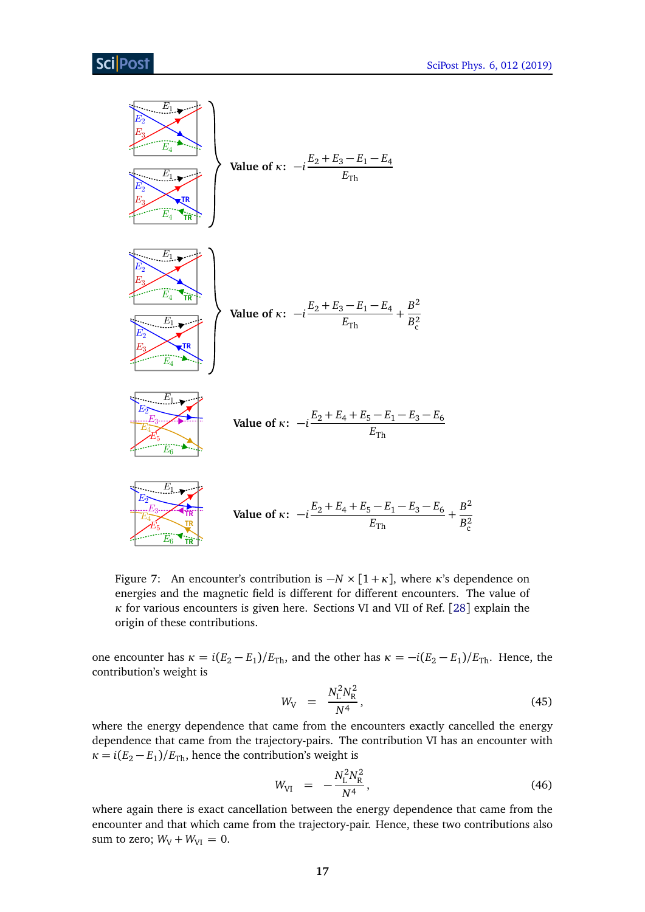Value of $\kappa$: $-i\dfrac{E_2+E_3-E_1-E_4}{E_{\text{Th}}}$

Value of $\kappa$: $-i\dfrac{E_2+E_3-E_1-E_4}{E_{\text{Th}}}+\dfrac{B^2}{B_c^2}$

Value of $\kappa$: $-i\dfrac{E_2+E_4+E_5-E_1-E_3-E_6}{E_{\text{Th}}}$

Value of $\kappa$: $-i\dfrac{E_2+E_4+E_5-E_1-E_3-E_6}{E_{\text{Th}}}+\dfrac{B^2}{B_c^2}$

Figure 7: An encounter's contribution is $-N\times[1+\kappa]$, where $\kappa$'s dependence on energies and the magnetic field is different for different encounters. The value of $\kappa$ for various encounters is given here. Sections VI and VII of Ref. [28] explain the origin of these contributions.

one encounter has $\kappa = i(E_2-E_1)/E_{\text{Th}}$, and the other has $\kappa = -i(E_2-E_1)/E_{\text{Th}}$. Hence, the contribution's weight is

$$W_{\text{V}} = \frac{N_{\text{L}}^2 N_{\text{R}}^2}{N^4}, \tag{45}$$

where the energy dependence that came from the encounters exactly cancelled the energy dependence that came from the trajectory-pairs. The contribution VI has an encounter with $\kappa = i(E_2-E_1)/E_{\text{Th}}$, hence the contribution's weight is

$$W_{\text{VI}} = -\frac{N_{\text{L}}^2 N_{\text{R}}^2}{N^4}, \tag{46}$$

where again there is exact cancellation between the energy dependence that came from the encounter and that which came from the trajectory-pair. Hence, these two contributions also sum to zero; $W_{\text{V}}+W_{\text{VI}} = 0$.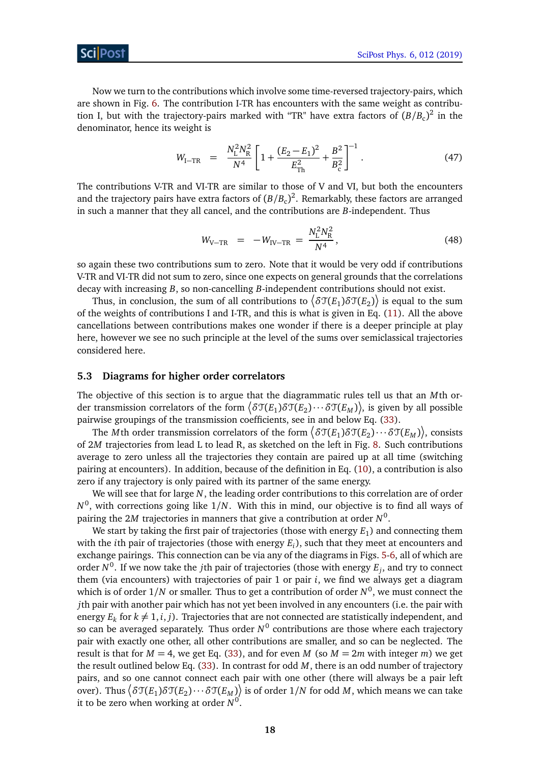Now we turn to the contributions which involve some time-reversed trajectory-pairs, which are shown in Fig. 6. The contribution I-TR has encounters with the same weight as contribution I, but with the trajectory-pairs marked with "TR" have extra factors of $(B/B_c)^2$ in the denominator, hence its weight is

$$W_{\rm I-TR} = \frac{N_{\rm L}^2 N_{\rm R}^2}{N^4}\left[1+\frac{(E_2-E_1)^2}{E_{\rm Th}^2}+\frac{B^2}{B_{\rm c}^2}\right]^{-1}. \tag{47}$$

The contributions V-TR and VI-TR are similar to those of V and VI, but both the encounters and the trajectory pairs have extra factors of $(B/B_c)^2$. Remarkably, these factors are arranged in such a manner that they all cancel, and the contributions are $B$-independent. Thus

$$W_{\rm V-TR} = -W_{\rm IV-TR} = \frac{N_{\rm L}^2 N_{\rm R}^2}{N^4}, \tag{48}$$

so again these two contributions sum to zero. Note that it would be very odd if contributions V-TR and VI-TR did not sum to zero, since one expects on general grounds that the correlations decay with increasing $B$, so non-cancelling $B$-independent contributions should not exist.

Thus, in conclusion, the sum of all contributions to $\langle \delta\mathcal{T}(E_1)\delta\mathcal{T}(E_2)\rangle$ is equal to the sum of the weights of contributions I and I-TR, and this is what is given in Eq. (11). All the above cancellations between contributions makes one wonder if there is a deeper principle at play here, however we see no such principle at the level of the sums over semiclassical trajectories considered here.

### 5.3 Diagrams for higher order correlators

The objective of this section is to argue that the diagrammatic rules tell us that an $M$th order transmission correlators of the form $\langle \delta\mathcal{T}(E_1)\delta\mathcal{T}(E_2)\cdots\delta\mathcal{T}(E_M)\rangle$, is given by all possible pairwise groupings of the transmission coefficients, see in and below Eq. (33).

The $M$th order transmission correlators of the form $\langle \delta\mathcal{T}(E_1)\delta\mathcal{T}(E_2)\cdots\delta\mathcal{T}(E_M)\rangle$, consists of $2M$ trajectories from lead L to lead R, as sketched on the left in Fig. 8. Such contributions average to zero unless all the trajectories they contain are paired up at all time (switching pairing at encounters). In addition, because of the definition in Eq. (10), a contribution is also zero if any trajectory is only paired with its partner of the same energy.

We will see that for large $N$, the leading order contributions to this correlation are of order $N^0$, with corrections going like $1/N$. With this in mind, our objective is to find all ways of pairing the $2M$ trajectories in manners that give a contribution at order $N^0$.

We start by taking the first pair of trajectories (those with energy $E_1$) and connecting them with the $i$th pair of trajectories (those with energy $E_i$), such that they meet at encounters and exchange pairings. This connection can be via any of the diagrams in Figs. 5-6, all of which are order $N^0$. If we now take the $j$th pair of trajectories (those with energy $E_j$, and try to connect them (via encounters) with trajectories of pair 1 or pair $i$, we find we always get a diagram which is of order $1/N$ or smaller. Thus to get a contribution of order $N^0$, we must connect the $j$th pair with another pair which has not yet been involved in any encounters (i.e. the pair with energy $E_k$ for $k\neq 1,i,j$). Trajectories that are not connected are statistically independent, and so can be averaged separately. Thus order $N^0$ contributions are those where each trajectory pair with exactly one other, all other contributions are smaller, and so can be neglected. The result is that for $M=4$, we get Eq. (33), and for even $M$ (so $M=2m$ with integer $m$) we get the result outlined below Eq. (33). In contrast for odd $M$, there is an odd number of trajectory pairs, and so one cannot connect each pair with one other (there will always be a pair left over). Thus $\langle \delta\mathcal{T}(E_1)\delta\mathcal{T}(E_2)\cdots\delta\mathcal{T}(E_M)\rangle$ is of order $1/N$ for odd $M$, which means we can take it to be zero when working at order $N^0$.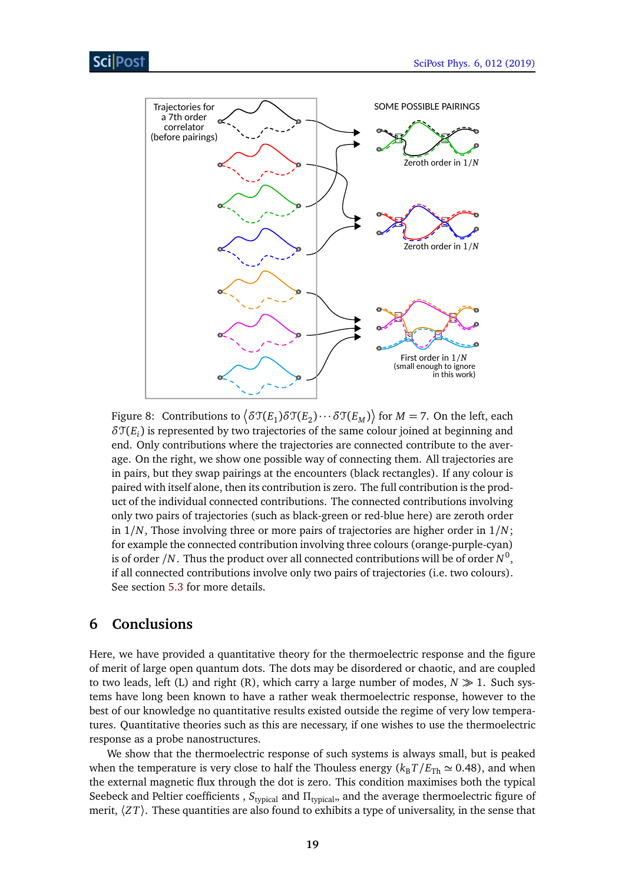Figure 8: Contributions to $\langle \delta\mathcal{T}(E_1)\delta\mathcal{T}(E_2)\cdots\delta\mathcal{T}(E_M)\rangle$ for $M=7$. On the left, each $\delta\mathcal{T}(E_i)$ is represented by two trajectories of the same colour joined at beginning and end. Only contributions where the trajectories are connected contribute to the average. On the right, we show one possible way of connecting them. All trajectories are in pairs, but they swap pairings at the encounters (black rectangles). If any colour is paired with itself alone, then its contribution is zero. The full contribution is the product of the individual connected contributions. The connected contributions involving only two pairs of trajectories (such as black-green or red-blue here) are zeroth order in $1/N$, Those involving three or more pairs of trajectories are higher order in $1/N$; for example the connected contribution involving three colours (orange-purple-cyan) is of order $/N$. Thus the product over all connected contributions will be of order $N^0$, if all connected contributions involve only two pairs of trajectories (i.e. two colours). See section 5.3 for more details.

## 6 Conclusions

Here, we have provided a quantitative theory for the thermoelectric response and the figure of merit of large open quantum dots. The dots may be disordered or chaotic, and are coupled to two leads, left (L) and right (R), which carry a large number of modes, $N \gg 1$. Such systems have long been known to have a rather weak thermoelectric response, however to the best of our knowledge no quantitative results existed outside the regime of very low temperatures. Quantitative theories such as this are necessary, if one wishes to use the thermoelectric response as a probe nanostructures.

We show that the thermoelectric response of such systems is always small, but is peaked when the temperature is very close to half the Thouless energy ($k_\mathrm{B}T/E_\mathrm{Th} \simeq 0.48$), and when the external magnetic flux through the dot is zero. This condition maximises both the typical Seebeck and Peltier coefficients , $S_\mathrm{typical}$ and $\Pi_\mathrm{typical}$, and the average thermoelectric figure of merit, $\langle ZT\rangle$. These quantities are also found to exhibits a type of universality, in the sense that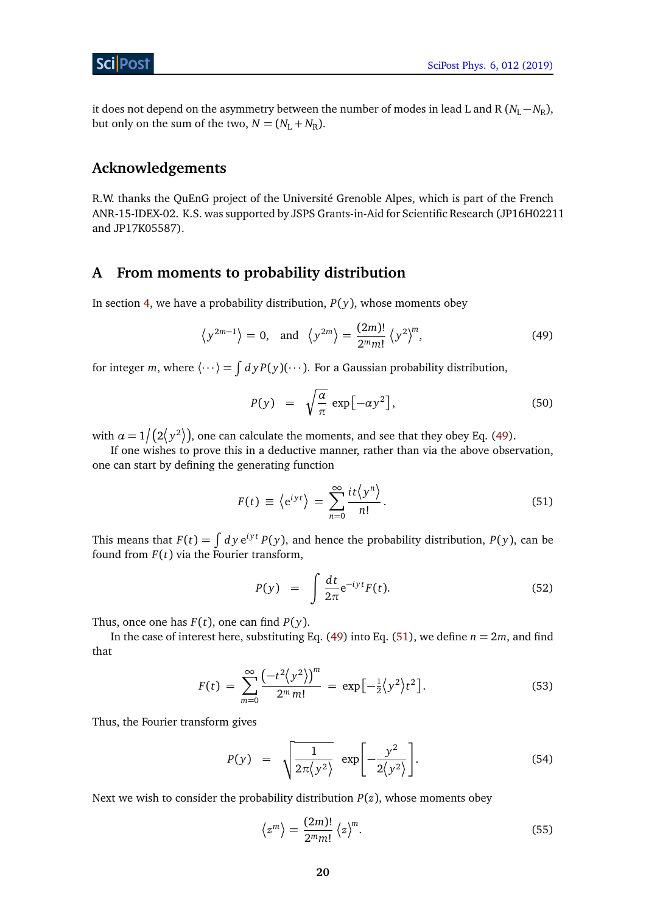it does not depend on the asymmetry between the number of modes in lead L and R ($N_L - N_R$), but only on the sum of the two, $N = (N_L + N_R)$.

## Acknowledgements

R.W. thanks the QuEnG project of the Université Grenoble Alpes, which is part of the French ANR-15-IDEX-02. K.S. was supported by JSPS Grants-in-Aid for Scientific Research (JP16H02211 and JP17K05587).

## A From moments to probability distribution

In section 4, we have a probability distribution, $P(y)$, whose moments obey

$$\left\langle y^{2m-1}\right\rangle = 0, \quad \text{and} \quad \left\langle y^{2m}\right\rangle = \frac{(2m)!}{2^m m!}\left\langle y^2\right\rangle^m, \tag{49}$$

for integer $m$, where $\langle \cdots \rangle = \int dy P(y)(\cdots)$. For a Gaussian probability distribution,

$$P(y) = \sqrt{\frac{\alpha}{\pi}} \exp\left[-\alpha y^2\right], \tag{50}$$

with $\alpha = 1/\left(2\left\langle y^2\right\rangle\right)$, one can calculate the moments, and see that they obey Eq. (49).

If one wishes to prove this in a deductive manner, rather than via the above observation, one can start by defining the generating function

$$F(t) \equiv \left\langle \mathrm{e}^{iyt}\right\rangle = \sum_{n=0}^{\infty} \frac{it\left\langle y^n\right\rangle}{n!}. \tag{51}$$

This means that $F(t) = \int dy\, \mathrm{e}^{iyt} P(y)$, and hence the probability distribution, $P(y)$, can be found from $F(t)$ via the Fourier transform,

$$P(y) = \int \frac{dt}{2\pi} \mathrm{e}^{-iyt} F(t). \tag{52}$$

Thus, once one has $F(t)$, one can find $P(y)$.

In the case of interest here, substituting Eq. (49) into Eq. (51), we define $n = 2m$, and find that

$$F(t) = \sum_{m=0}^{\infty} \frac{\left(-t^2\left\langle y^2\right\rangle\right)^m}{2^m\, m!} = \exp\left[-\tfrac{1}{2}\left\langle y^2\right\rangle t^2\right]. \tag{53}$$

Thus, the Fourier transform gives

$$P(y) = \sqrt{\frac{1}{2\pi\left\langle y^2\right\rangle}} \exp\left[-\frac{y^2}{2\left\langle y^2\right\rangle}\right]. \tag{54}$$

Next we wish to consider the probability distribution $P(z)$, whose moments obey

$$\left\langle z^m\right\rangle = \frac{(2m)!}{2^m m!}\left\langle z\right\rangle^m. \tag{55}$$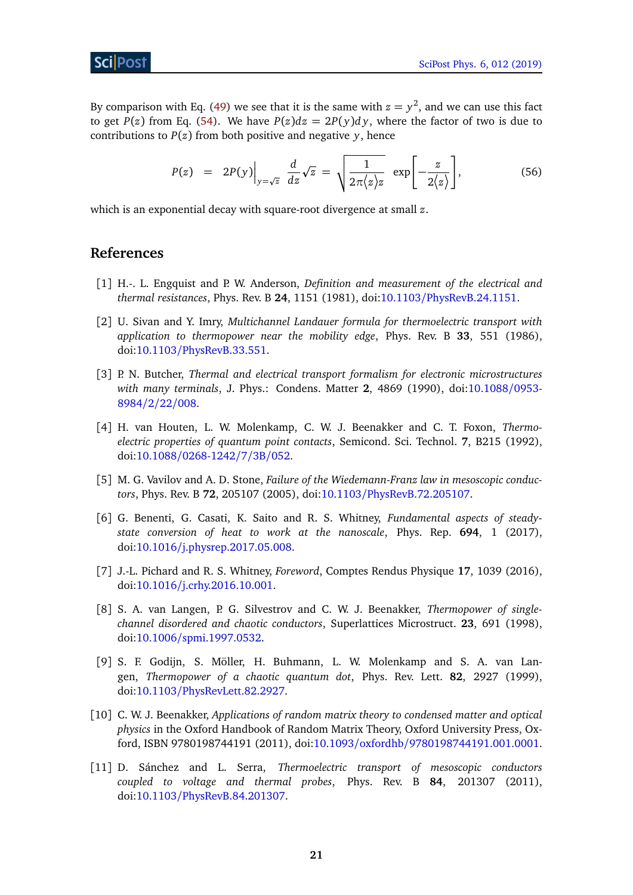By comparison with Eq. (49) we see that it is the same with $z = y^2$, and we can use this fact to get $P(z)$ from Eq. (54). We have $P(z)dz = 2P(y)dy$, where the factor of two is due to contributions to $P(z)$ from both positive and negative $y$, hence

$$P(z) = 2P(y)\Big|_{y=\sqrt{z}} \frac{d}{dz}\sqrt{z} = \sqrt{\frac{1}{2\pi\langle z\rangle z}}\exp\left[-\frac{z}{2\langle z\rangle}\right], \tag{56}$$

which is an exponential decay with square-root divergence at small $z$.

## References

[1] H.-. L. Engquist and P. W. Anderson, *Definition and measurement of the electrical and thermal resistances*, Phys. Rev. B **24**, 1151 (1981), doi:10.1103/PhysRevB.24.1151.

[2] U. Sivan and Y. Imry, *Multichannel Landauer formula for thermoelectric transport with application to thermopower near the mobility edge*, Phys. Rev. B **33**, 551 (1986), doi:10.1103/PhysRevB.33.551.

[3] P. N. Butcher, *Thermal and electrical transport formalism for electronic microstructures with many terminals*, J. Phys.: Condens. Matter **2**, 4869 (1990), doi:10.1088/0953-8984/2/22/008.

[4] H. van Houten, L. W. Molenkamp, C. W. J. Beenakker and C. T. Foxon, *Thermo-electric properties of quantum point contacts*, Semicond. Sci. Technol. **7**, B215 (1992), doi:10.1088/0268-1242/7/3B/052.

[5] M. G. Vavilov and A. D. Stone, *Failure of the Wiedemann-Franz law in mesoscopic conductors*, Phys. Rev. B **72**, 205107 (2005), doi:10.1103/PhysRevB.72.205107.

[6] G. Benenti, G. Casati, K. Saito and R. S. Whitney, *Fundamental aspects of steady-state conversion of heat to work at the nanoscale*, Phys. Rep. **694**, 1 (2017), doi:10.1016/j.physrep.2017.05.008.

[7] J.-L. Pichard and R. S. Whitney, *Foreword*, Comptes Rendus Physique **17**, 1039 (2016), doi:10.1016/j.crhy.2016.10.001.

[8] S. A. van Langen, P. G. Silvestrov and C. W. J. Beenakker, *Thermopower of single-channel disordered and chaotic conductors*, Superlattices Microstruct. **23**, 691 (1998), doi:10.1006/spmi.1997.0532.

[9] S. F. Godijn, S. Möller, H. Buhmann, L. W. Molenkamp and S. A. van Langen, *Thermopower of a chaotic quantum dot*, Phys. Rev. Lett. **82**, 2927 (1999), doi:10.1103/PhysRevLett.82.2927.

[10] C. W. J. Beenakker, *Applications of random matrix theory to condensed matter and optical physics* in the Oxford Handbook of Random Matrix Theory, Oxford University Press, Oxford, ISBN 9780198744191 (2011), doi:10.1093/oxfordhb/9780198744191.001.0001.

[11] D. Sánchez and L. Serra, *Thermoelectric transport of mesoscopic conductors coupled to voltage and thermal probes*, Phys. Rev. B **84**, 201307 (2011), doi:10.1103/PhysRevB.84.201307.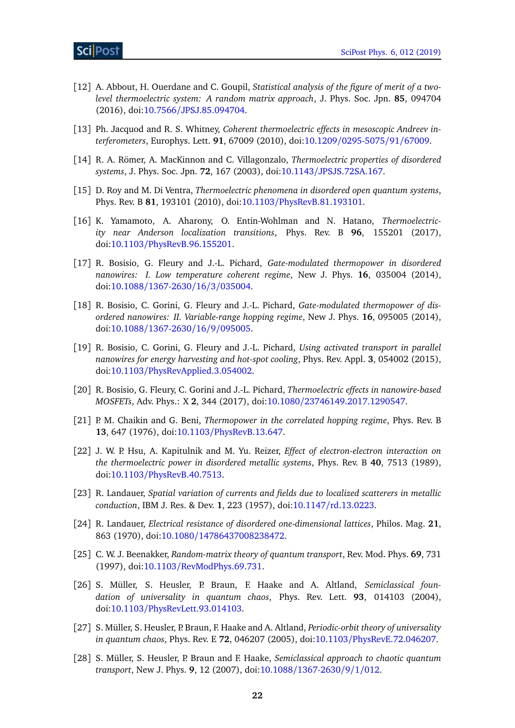[12] A. Abbout, H. Ouerdane and C. Goupil, *Statistical analysis of the figure of merit of a two-level thermoelectric system: A random matrix approach*, J. Phys. Soc. Jpn. **85**, 094704 (2016), doi:10.7566/JPSJ.85.094704.

[13] Ph. Jacquod and R. S. Whitney, *Coherent thermoelectric effects in mesoscopic Andreev interferometers*, Europhys. Lett. **91**, 67009 (2010), doi:10.1209/0295-5075/91/67009.

[14] R. A. Römer, A. MacKinnon and C. Villagonzalo, *Thermoelectric properties of disordered systems*, J. Phys. Soc. Jpn. **72**, 167 (2003), doi:10.1143/JPSJS.72SA.167.

[15] D. Roy and M. Di Ventra, *Thermoelectric phenomena in disordered open quantum systems*, Phys. Rev. B **81**, 193101 (2010), doi:10.1103/PhysRevB.81.193101.

[16] K. Yamamoto, A. Aharony, O. Entin-Wohlman and N. Hatano, *Thermoelectricity near Anderson localization transitions*, Phys. Rev. B **96**, 155201 (2017), doi:10.1103/PhysRevB.96.155201.

[17] R. Bosisio, G. Fleury and J.-L. Pichard, *Gate-modulated thermopower in disordered nanowires: I. Low temperature coherent regime*, New J. Phys. **16**, 035004 (2014), doi:10.1088/1367-2630/16/3/035004.

[18] R. Bosisio, C. Gorini, G. Fleury and J.-L. Pichard, *Gate-modulated thermopower of disordered nanowires: II. Variable-range hopping regime*, New J. Phys. **16**, 095005 (2014), doi:10.1088/1367-2630/16/9/095005.

[19] R. Bosisio, C. Gorini, G. Fleury and J.-L. Pichard, *Using activated transport in parallel nanowires for energy harvesting and hot-spot cooling*, Phys. Rev. Appl. **3**, 054002 (2015), doi:10.1103/PhysRevApplied.3.054002.

[20] R. Bosisio, G. Fleury, C. Gorini and J.-L. Pichard, *Thermoelectric effects in nanowire-based MOSFETs*, Adv. Phys.: X **2**, 344 (2017), doi:10.1080/23746149.2017.1290547.

[21] P. M. Chaikin and G. Beni, *Thermopower in the correlated hopping regime*, Phys. Rev. B **13**, 647 (1976), doi:10.1103/PhysRevB.13.647.

[22] J. W. P. Hsu, A. Kapitulnik and M. Yu. Reizer, *Effect of electron-electron interaction on the thermoelectric power in disordered metallic systems*, Phys. Rev. B **40**, 7513 (1989), doi:10.1103/PhysRevB.40.7513.

[23] R. Landauer, *Spatial variation of currents and fields due to localized scatterers in metallic conduction*, IBM J. Res. & Dev. **1**, 223 (1957), doi:10.1147/rd.13.0223.

[24] R. Landauer, *Electrical resistance of disordered one-dimensional lattices*, Philos. Mag. **21**, 863 (1970), doi:10.1080/14786437008238472.

[25] C. W. J. Beenakker, *Random-matrix theory of quantum transport*, Rev. Mod. Phys. **69**, 731 (1997), doi:10.1103/RevModPhys.69.731.

[26] S. Müller, S. Heusler, P. Braun, F. Haake and A. Altland, *Semiclassical foundation of universality in quantum chaos*, Phys. Rev. Lett. **93**, 014103 (2004), doi:10.1103/PhysRevLett.93.014103.

[27] S. Müller, S. Heusler, P. Braun, F. Haake and A. Altland, *Periodic-orbit theory of universality in quantum chaos*, Phys. Rev. E **72**, 046207 (2005), doi:10.1103/PhysRevE.72.046207.

[28] S. Müller, S. Heusler, P. Braun and F. Haake, *Semiclassical approach to chaotic quantum transport*, New J. Phys. **9**, 12 (2007), doi:10.1088/1367-2630/9/1/012.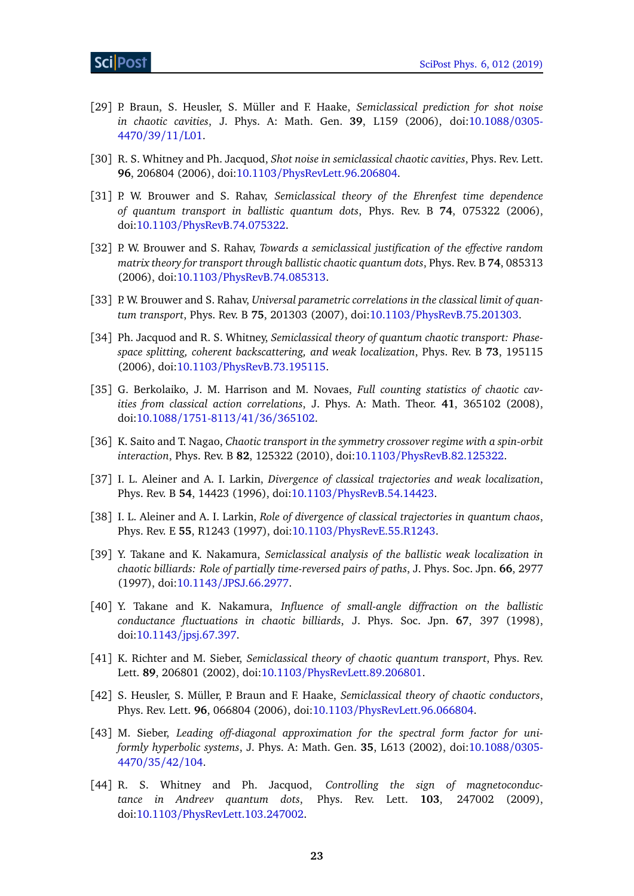[29] P. Braun, S. Heusler, S. Müller and F. Haake, *Semiclassical prediction for shot noise in chaotic cavities*, J. Phys. A: Math. Gen. **39**, L159 (2006), doi:10.1088/0305-4470/39/11/L01.

[30] R. S. Whitney and Ph. Jacquod, *Shot noise in semiclassical chaotic cavities*, Phys. Rev. Lett. **96**, 206804 (2006), doi:10.1103/PhysRevLett.96.206804.

[31] P. W. Brouwer and S. Rahav, *Semiclassical theory of the Ehrenfest time dependence of quantum transport in ballistic quantum dots*, Phys. Rev. B **74**, 075322 (2006), doi:10.1103/PhysRevB.74.075322.

[32] P. W. Brouwer and S. Rahav, *Towards a semiclassical justification of the effective random matrix theory for transport through ballistic chaotic quantum dots*, Phys. Rev. B **74**, 085313 (2006), doi:10.1103/PhysRevB.74.085313.

[33] P. W. Brouwer and S. Rahav, *Universal parametric correlations in the classical limit of quantum transport*, Phys. Rev. B **75**, 201303 (2007), doi:10.1103/PhysRevB.75.201303.

[34] Ph. Jacquod and R. S. Whitney, *Semiclassical theory of quantum chaotic transport: Phase-space splitting, coherent backscattering, and weak localization*, Phys. Rev. B **73**, 195115 (2006), doi:10.1103/PhysRevB.73.195115.

[35] G. Berkolaiko, J. M. Harrison and M. Novaes, *Full counting statistics of chaotic cavities from classical action correlations*, J. Phys. A: Math. Theor. **41**, 365102 (2008), doi:10.1088/1751-8113/41/36/365102.

[36] K. Saito and T. Nagao, *Chaotic transport in the symmetry crossover regime with a spin-orbit interaction*, Phys. Rev. B **82**, 125322 (2010), doi:10.1103/PhysRevB.82.125322.

[37] I. L. Aleiner and A. I. Larkin, *Divergence of classical trajectories and weak localization*, Phys. Rev. B **54**, 14423 (1996), doi:10.1103/PhysRevB.54.14423.

[38] I. L. Aleiner and A. I. Larkin, *Role of divergence of classical trajectories in quantum chaos*, Phys. Rev. E **55**, R1243 (1997), doi:10.1103/PhysRevE.55.R1243.

[39] Y. Takane and K. Nakamura, *Semiclassical analysis of the ballistic weak localization in chaotic billiards: Role of partially time-reversed pairs of paths*, J. Phys. Soc. Jpn. **66**, 2977 (1997), doi:10.1143/JPSJ.66.2977.

[40] Y. Takane and K. Nakamura, *Influence of small-angle diffraction on the ballistic conductance fluctuations in chaotic billiards*, J. Phys. Soc. Jpn. **67**, 397 (1998), doi:10.1143/jpsj.67.397.

[41] K. Richter and M. Sieber, *Semiclassical theory of chaotic quantum transport*, Phys. Rev. Lett. **89**, 206801 (2002), doi:10.1103/PhysRevLett.89.206801.

[42] S. Heusler, S. Müller, P. Braun and F. Haake, *Semiclassical theory of chaotic conductors*, Phys. Rev. Lett. **96**, 066804 (2006), doi:10.1103/PhysRevLett.96.066804.

[43] M. Sieber, *Leading off-diagonal approximation for the spectral form factor for uniformly hyperbolic systems*, J. Phys. A: Math. Gen. **35**, L613 (2002), doi:10.1088/0305-4470/35/42/104.

[44] R. S. Whitney and Ph. Jacquod, *Controlling the sign of magnetoconductance in Andreev quantum dots*, Phys. Rev. Lett. **103**, 247002 (2009), doi:10.1103/PhysRevLett.103.247002.